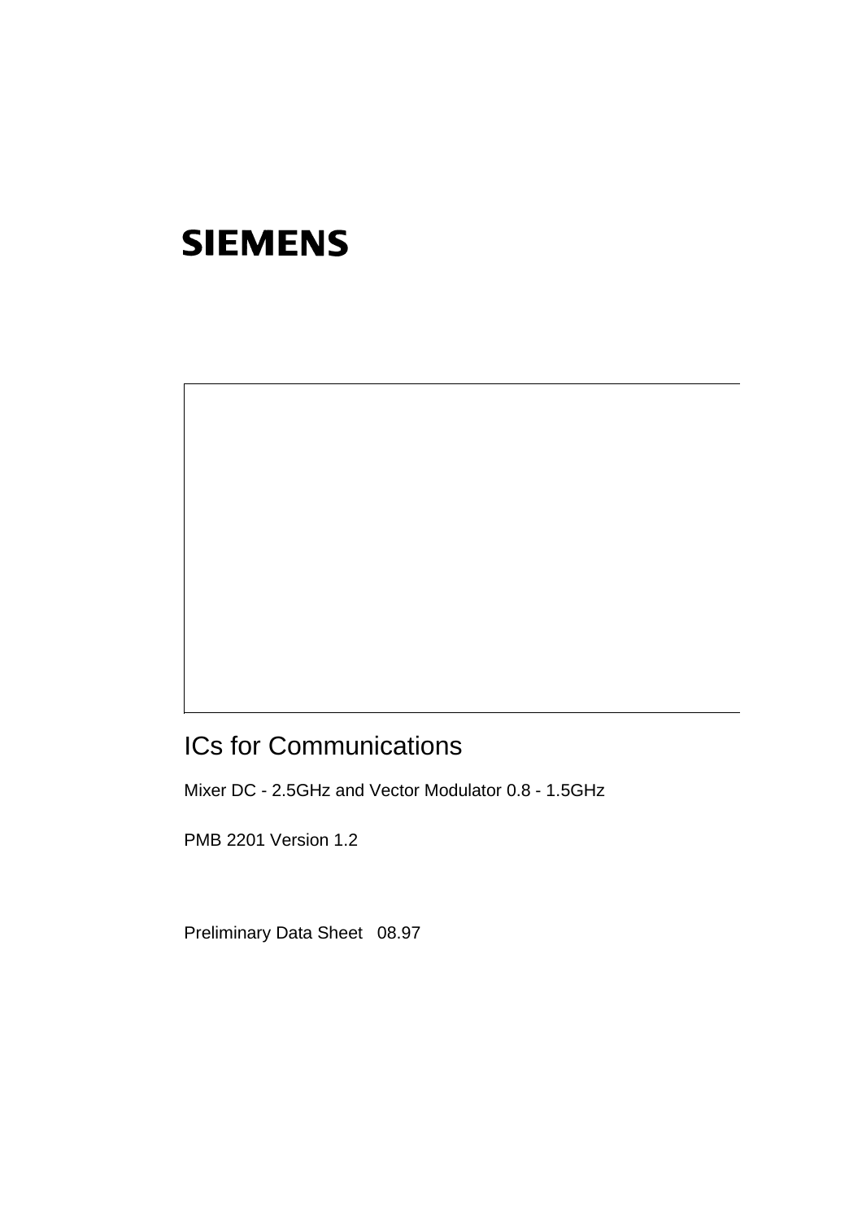# SIEMENS

## ICs for Communications

Mixer DC - 2.5GHz and Vector Modulator 0.8 - 1.5GHz

PMB 2201 Version 1.2

Preliminary Data Sheet 08.97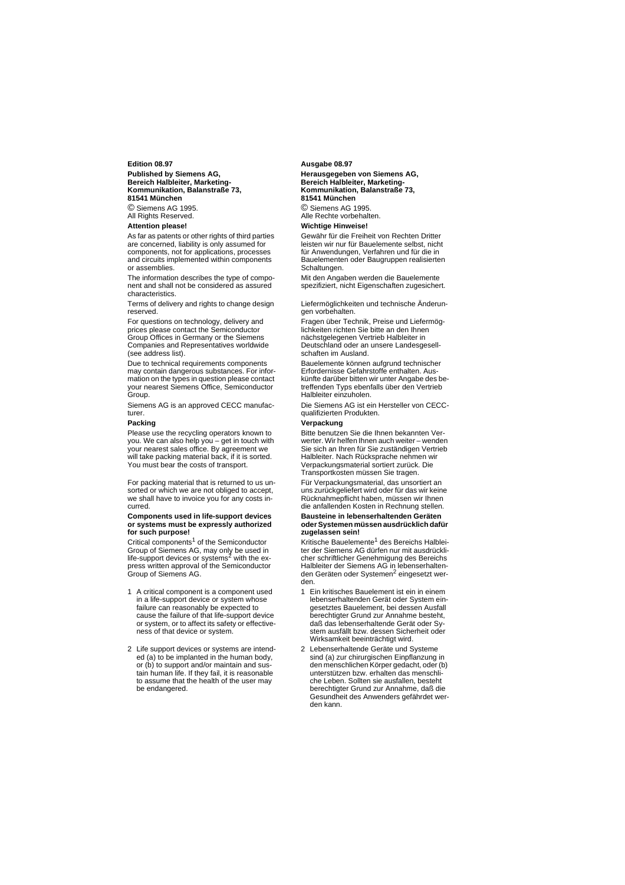**Edition 08.97**

**Published by Siemens AG, Bereich Halbleiter, Marketing-Kommunikation, Balanstraße 73, 81541 München**

© Siemens AG 1995.
All Rights Reserved.

**Attention please!**

As far as patents or other rights of third parties are concerned, liability is only assumed for components, not for applications, processes and circuits implemented within components or assemblies.

The information describes the type of component and shall not be considered as assured characteristics.

Terms of delivery and rights to change design reserved.

For questions on technology, delivery and prices please contact the Semiconductor Group Offices in Germany or the Siemens Companies and Representatives worldwide (see address list).

Due to technical requirements components may contain dangerous substances. For information on the types in question please contact your nearest Siemens Office, Semiconductor Group.

Siemens AG is an approved CECC manufacturer.

**Packing**

Please use the recycling operators known to you. We can also help you – get in touch with your nearest sales office. By agreement we will take packing material back, if it is sorted. You must bear the costs of transport.

For packing material that is returned to us unsorted or which we are not obliged to accept, we shall have to invoice you for any costs incurred.

**Components used in life-support devices or systems must be expressly authorized for such purpose!**

Critical components[1] of the Semiconductor Group of Siemens AG, may only be used in life-support devices or systems[2] with the express written approval of the Semiconductor Group of Siemens AG.

1 A critical component is a component used in a life-support device or system whose failure can reasonably be expected to cause the failure of that life-support device or system, or to affect its safety or effectiveness of that device or system.

2 Life support devices or systems are intended (a) to be implanted in the human body, or (b) to support and/or maintain and sustain human life. If they fail, it is reasonable to assume that the health of the user may be endangered.

**Ausgabe 08.97**

**Herausgegeben von Siemens AG, Bereich Halbleiter, Marketing-Kommunikation, Balanstraße 73, 81541 München**

© Siemens AG 1995.
Alle Rechte vorbehalten.

**Wichtige Hinweise!**

Gewähr für die Freiheit von Rechten Dritter leisten wir nur für Bauelemente selbst, nicht für Anwendungen, Verfahren und für die in Bauelementen oder Baugruppen realisierten Schaltungen.

Mit den Angaben werden die Bauelemente spezifiziert, nicht Eigenschaften zugesichert.

Liefermöglichkeiten und technische Änderungen vorbehalten.

Fragen über Technik, Preise und Liefermöglichkeiten richten Sie bitte an den Ihnen nächstgelegenen Vertrieb Halbleiter in Deutschland oder an unsere Landesgesellschaften im Ausland.

Bauelemente können aufgrund technischer Erfordernisse Gefahrstoffe enthalten. Auskünfte darüber bitten wir unter Angabe des betreffenden Typs ebenfalls über den Vertrieb Halbleiter einzuholen.

Die Siemens AG ist ein Hersteller von CECC-qualifizierten Produkten.

**Verpackung**

Bitte benutzen Sie die Ihnen bekannten Verwerter. Wir helfen Ihnen auch weiter – wenden Sie sich an Ihren für Sie zuständigen Vertrieb Halbleiter. Nach Rücksprache nehmen wir Verpackungsmaterial sortiert zurück. Die Transportkosten müssen Sie tragen.

Für Verpackungsmaterial, das unsortiert an uns zurückgeliefert wird oder für das wir keine Rücknahmepflicht haben, müssen wir Ihnen die anfallenden Kosten in Rechnung stellen.

**Bausteine in lebenserhaltenden Geräten oder Systemen müssen ausdrücklich dafür zugelassen sein!**

Kritische Bauelemente[1] des Bereichs Halbleiter der Siemens AG dürfen nur mit ausdrücklicher schriftlicher Genehmigung des Bereichs Halbleiter der Siemens AG in lebenserhaltenden Geräten oder Systemen[2] eingesetzt werden.

1 Ein kritisches Bauelement ist ein in einem lebenserhaltenden Gerät oder System eingesetztes Bauelement, bei dessen Ausfall berechtigter Grund zur Annahme besteht, daß das lebenserhaltende Gerät oder System ausfällt bzw. dessen Sicherheit oder Wirksamkeit beeinträchtigt wird.

2 Lebenserhaltende Geräte und Systeme sind (a) zur chirurgischen Einpflanzung in den menschlichen Körper gedacht, oder (b) unterstützen bzw. erhalten das menschliche Leben. Sollten sie ausfallen, besteht berechtigter Grund zur Annahme, daß die Gesundheit des Anwenders gefährdet werden kann.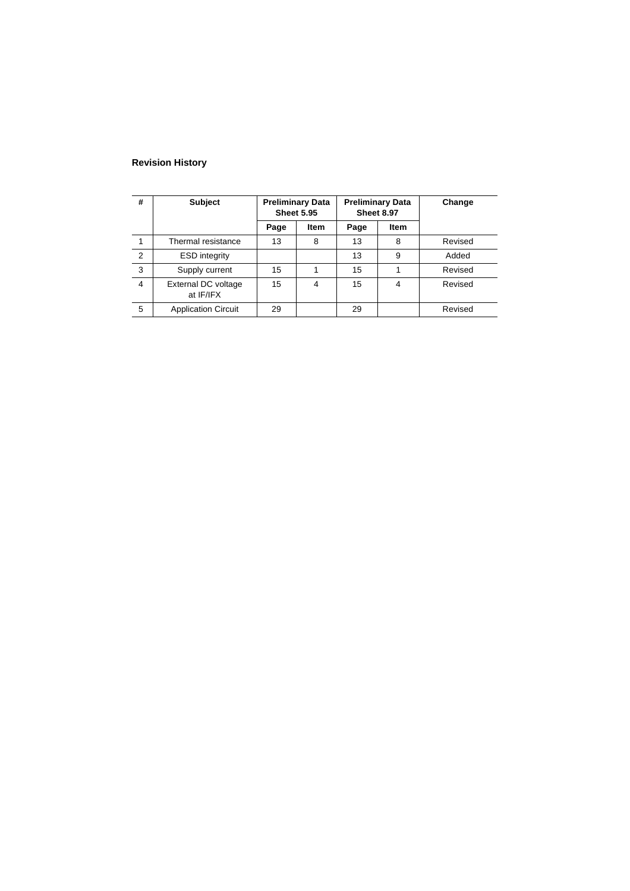## Revision History

| # | Subject | Preliminary Data Sheet 5.95 | | Preliminary Data Sheet 8.97 | | Change |
|---|---|---|---|---|---|---|
| | | Page | Item | Page | Item | |
| 1 | Thermal resistance | 13 | 8 | 13 | 8 | Revised |
| 2 | ESD integrity | | | 13 | 9 | Added |
| 3 | Supply current | 15 | 1 | 15 | 1 | Revised |
| 4 | External DC voltage at IF/IFX | 15 | 4 | 15 | 4 | Revised |
| 5 | Application Circuit | 29 | | 29 | | Revised |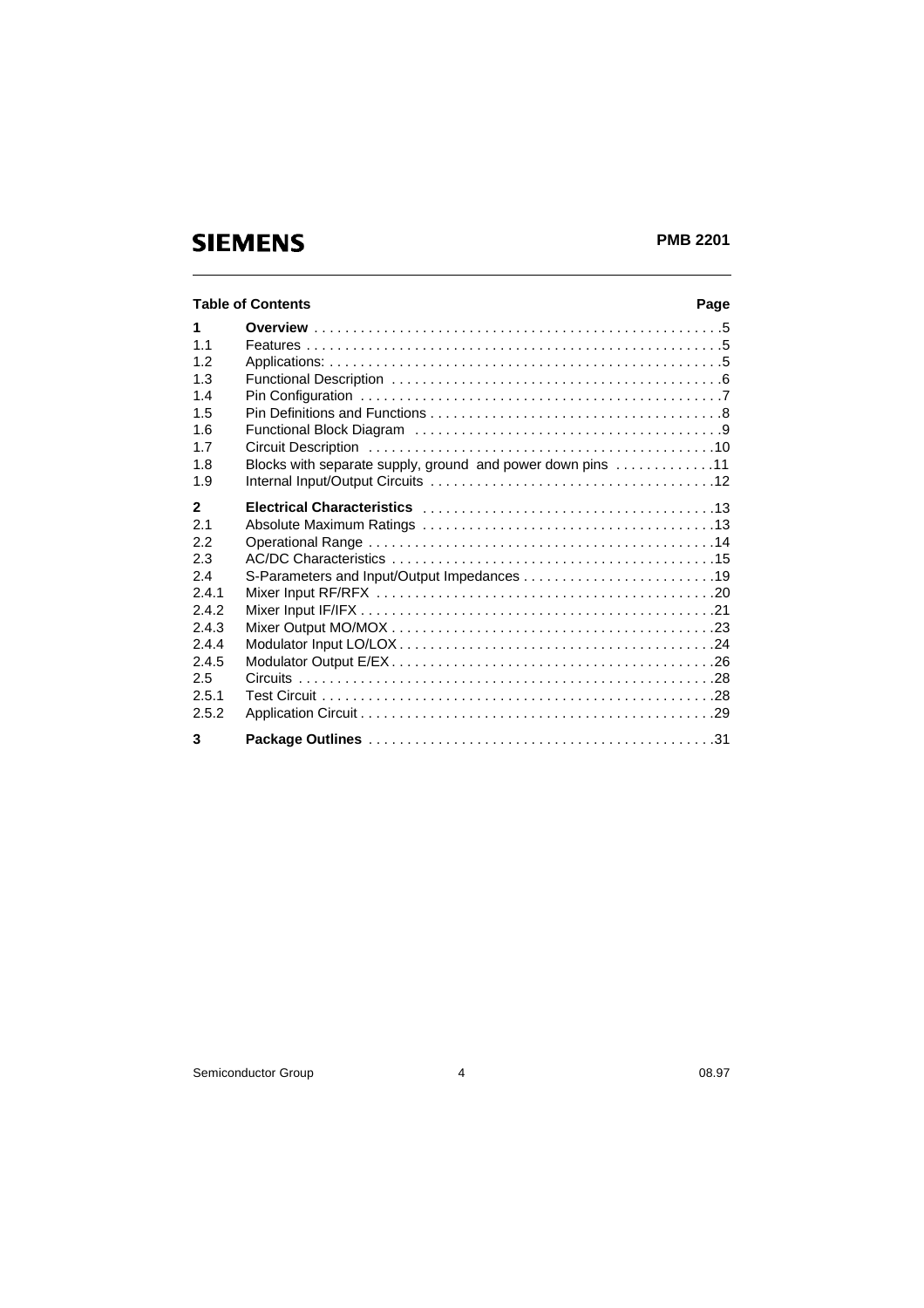## Table of Contents

| | | Page |
|---|---|---|
| **1** | **Overview** | 5 |
| 1.1 | Features | 5 |
| 1.2 | Applications: | 5 |
| 1.3 | Functional Description | 6 |
| 1.4 | Pin Configuration | 7 |
| 1.5 | Pin Definitions and Functions | 8 |
| 1.6 | Functional Block Diagram | 9 |
| 1.7 | Circuit Description | 10 |
| 1.8 | Blocks with separate supply, ground and power down pins | 11 |
| 1.9 | Internal Input/Output Circuits | 12 |
| **2** | **Electrical Characteristics** | 13 |
| 2.1 | Absolute Maximum Ratings | 13 |
| 2.2 | Operational Range | 14 |
| 2.3 | AC/DC Characteristics | 15 |
| 2.4 | S-Parameters and Input/Output Impedances | 19 |
| 2.4.1 | Mixer Input RF/RFX | 20 |
| 2.4.2 | Mixer Input IF/IFX | 21 |
| 2.4.3 | Mixer Output MO/MOX | 23 |
| 2.4.4 | Modulator Input LO/LOX | 24 |
| 2.4.5 | Modulator Output E/EX | 26 |
| 2.5 | Circuits | 28 |
| 2.5.1 | Test Circuit | 28 |
| 2.5.2 | Application Circuit | 29 |
| **3** | **Package Outlines** | 31 |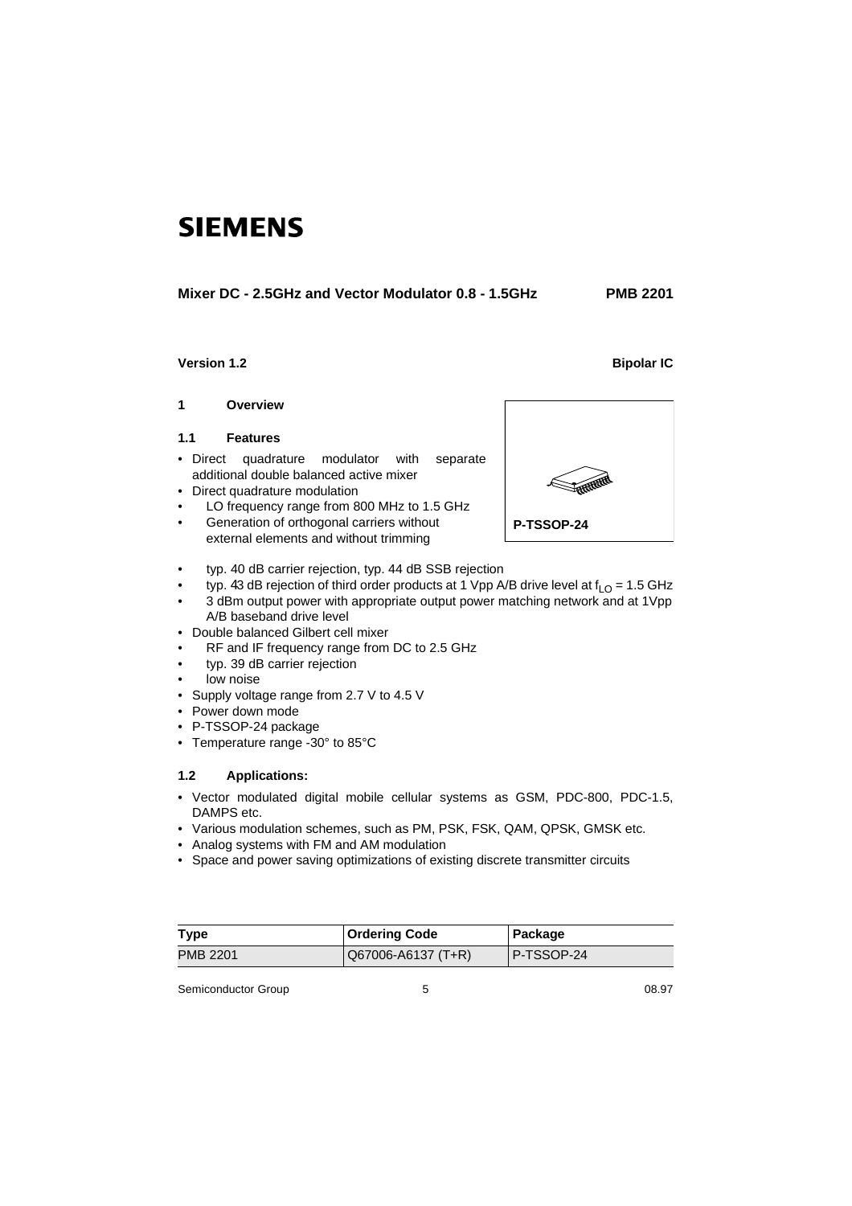SIEMENS

**Mixer DC - 2.5GHz and Vector Modulator 0.8 - 1.5GHz** **PMB 2201**

**Version 1.2** **Bipolar IC**

# 1 Overview

## 1.1 Features

- Direct quadrature modulator with separate additional double balanced active mixer
- Direct quadrature modulation
  - LO frequency range from 800 MHz to 1.5 GHz
  - Generation of orthogonal carriers without external elements and without trimming
  - typ. 40 dB carrier rejection, typ. 44 dB SSB rejection
  - typ. 43 dB rejection of third order products at 1 Vpp A/B drive level at $f_{LO}$ = 1.5 GHz
  - 3 dBm output power with appropriate output power matching network and at 1Vpp A/B baseband drive level
- Double balanced Gilbert cell mixer
  - RF and IF frequency range from DC to 2.5 GHz
  - typ. 39 dB carrier rejection
  - low noise
- Supply voltage range from 2.7 V to 4.5 V
- Power down mode
- P-TSSOP-24 package
- Temperature range -30° to 85°C

P-TSSOP-24

## 1.2 Applications:

- Vector modulated digital mobile cellular systems as GSM, PDC-800, PDC-1.5, DAMPS etc.
- Various modulation schemes, such as PM, PSK, FSK, QAM, QPSK, GMSK etc.
- Analog systems with FM and AM modulation
- Space and power saving optimizations of existing discrete transmitter circuits

| Type | Ordering Code | Package |
| --- | --- | --- |
| PMB 2201 | Q67006-A6137 (T+R) | P-TSSOP-24 |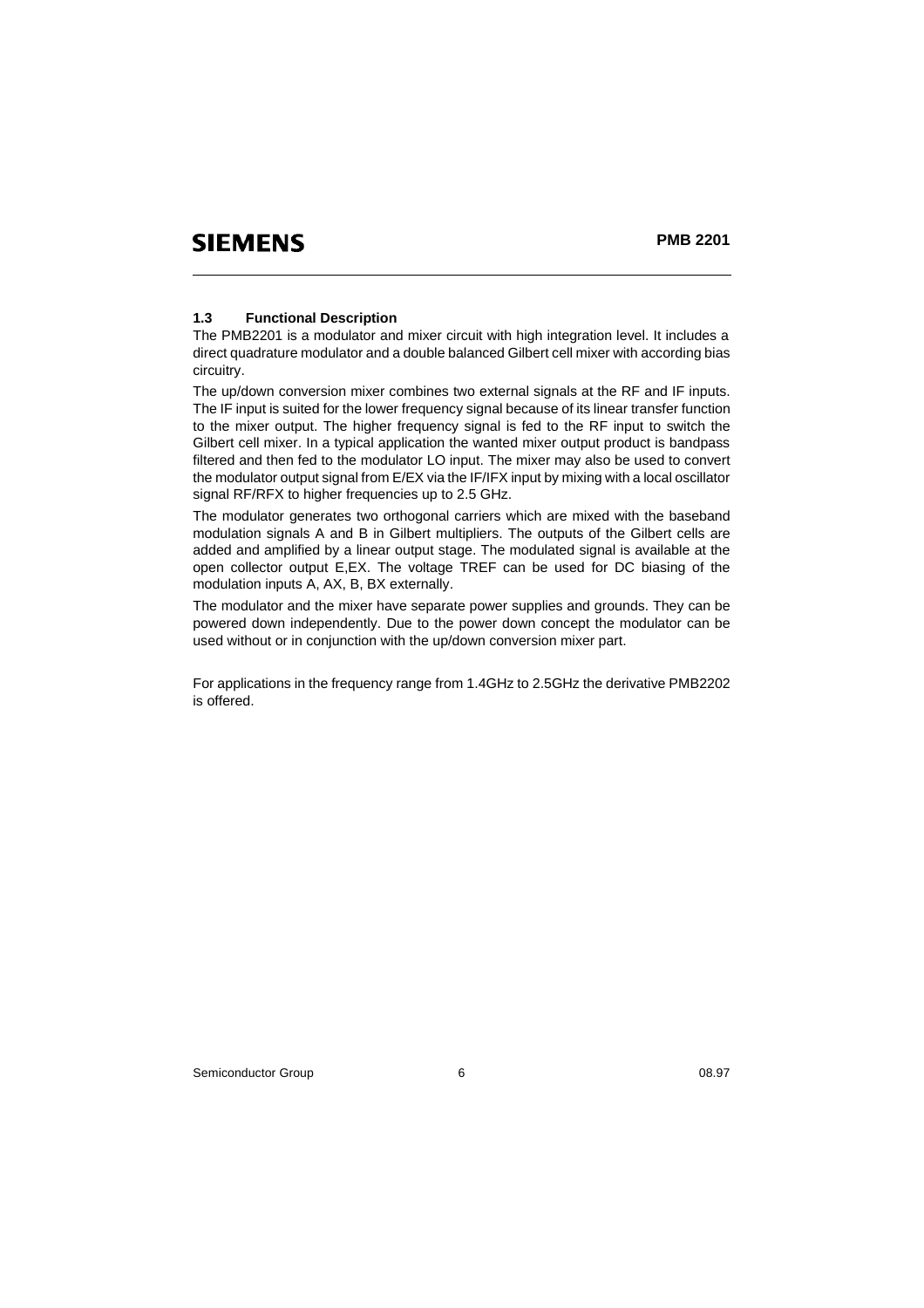## 1.3 Functional Description

The PMB2201 is a modulator and mixer circuit with high integration level. It includes a direct quadrature modulator and a double balanced Gilbert cell mixer with according bias circuitry.

The up/down conversion mixer combines two external signals at the RF and IF inputs. The IF input is suited for the lower frequency signal because of its linear transfer function to the mixer output. The higher frequency signal is fed to the RF input to switch the Gilbert cell mixer. In a typical application the wanted mixer output product is bandpass filtered and then fed to the modulator LO input. The mixer may also be used to convert the modulator output signal from E/EX via the IF/IFX input by mixing with a local oscillator signal RF/RFX to higher frequencies up to 2.5 GHz.

The modulator generates two orthogonal carriers which are mixed with the baseband modulation signals A and B in Gilbert multipliers. The outputs of the Gilbert cells are added and amplified by a linear output stage. The modulated signal is available at the open collector output E,EX. The voltage TREF can be used for DC biasing of the modulation inputs A, AX, B, BX externally.

The modulator and the mixer have separate power supplies and grounds. They can be powered down independently. Due to the power down concept the modulator can be used without or in conjunction with the up/down conversion mixer part.

For applications in the frequency range from 1.4GHz to 2.5GHz the derivative PMB2202 is offered.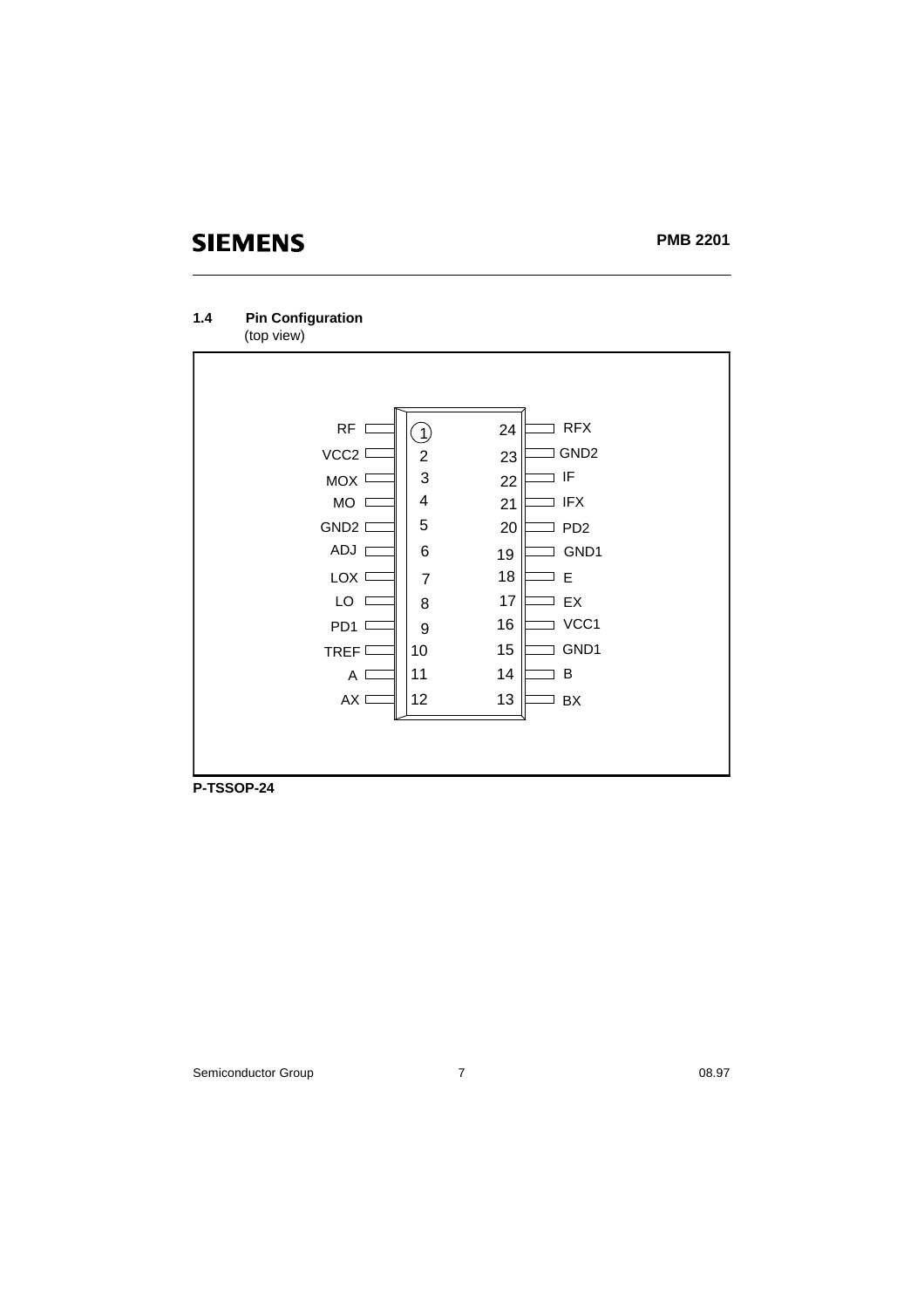## 1.4 Pin Configuration

(top view)

| Pin | Name | Pin | Name |
|---|---|---|---|
| 1 | RF | 24 | RFX |
| 2 | VCC2 | 23 | GND2 |
| 3 | MOX | 22 | IF |
| 4 | MO | 21 | IFX |
| 5 | GND2 | 20 | PD2 |
| 6 | ADJ | 19 | GND1 |
| 7 | LOX | 18 | E |
| 8 | LO | 17 | EX |
| 9 | PD1 | 16 | VCC1 |
| 10 | TREF | 15 | GND1 |
| 11 | A | 14 | B |
| 12 | AX | 13 | BX |

**P-TSSOP-24**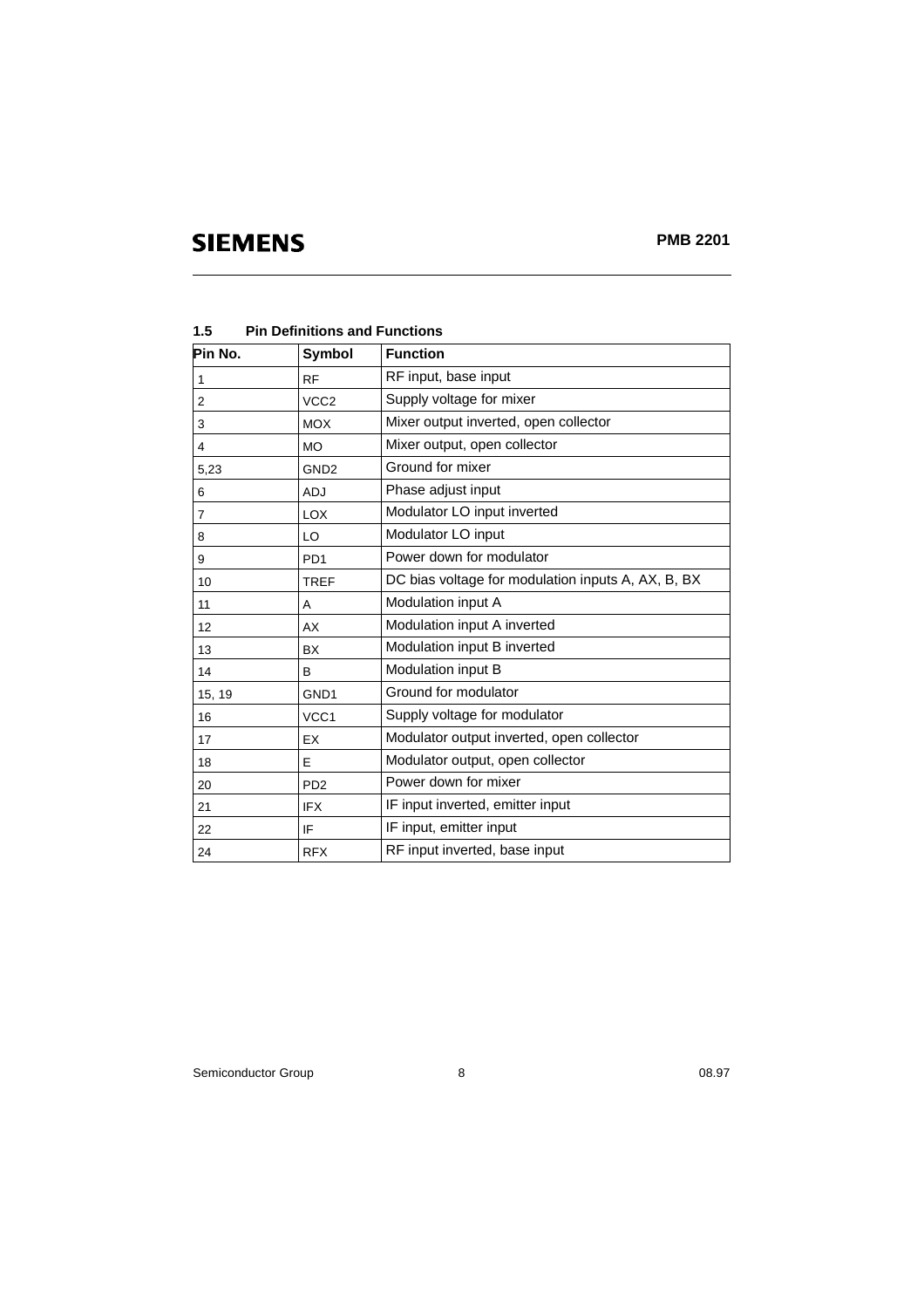### 1.5 Pin Definitions and Functions

| Pin No. | Symbol | Function |
|---|---|---|
| 1 | RF | RF input, base input |
| 2 | VCC2 | Supply voltage for mixer |
| 3 | MOX | Mixer output inverted, open collector |
| 4 | MO | Mixer output, open collector |
| 5,23 | GND2 | Ground for mixer |
| 6 | ADJ | Phase adjust input |
| 7 | LOX | Modulator LO input inverted |
| 8 | LO | Modulator LO input |
| 9 | PD1 | Power down for modulator |
| 10 | TREF | DC bias voltage for modulation inputs A, AX, B, BX |
| 11 | A | Modulation input A |
| 12 | AX | Modulation input A inverted |
| 13 | BX | Modulation input B inverted |
| 14 | B | Modulation input B |
| 15, 19 | GND1 | Ground for modulator |
| 16 | VCC1 | Supply voltage for modulator |
| 17 | EX | Modulator output inverted, open collector |
| 18 | E | Modulator output, open collector |
| 20 | PD2 | Power down for mixer |
| 21 | IFX | IF input inverted, emitter input |
| 22 | IF | IF input, emitter input |
| 24 | RFX | RF input inverted, base input |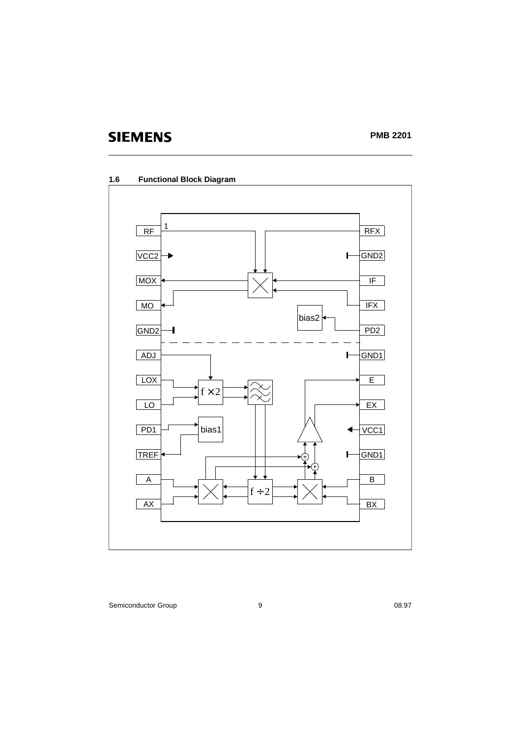## 1.6 Functional Block Diagram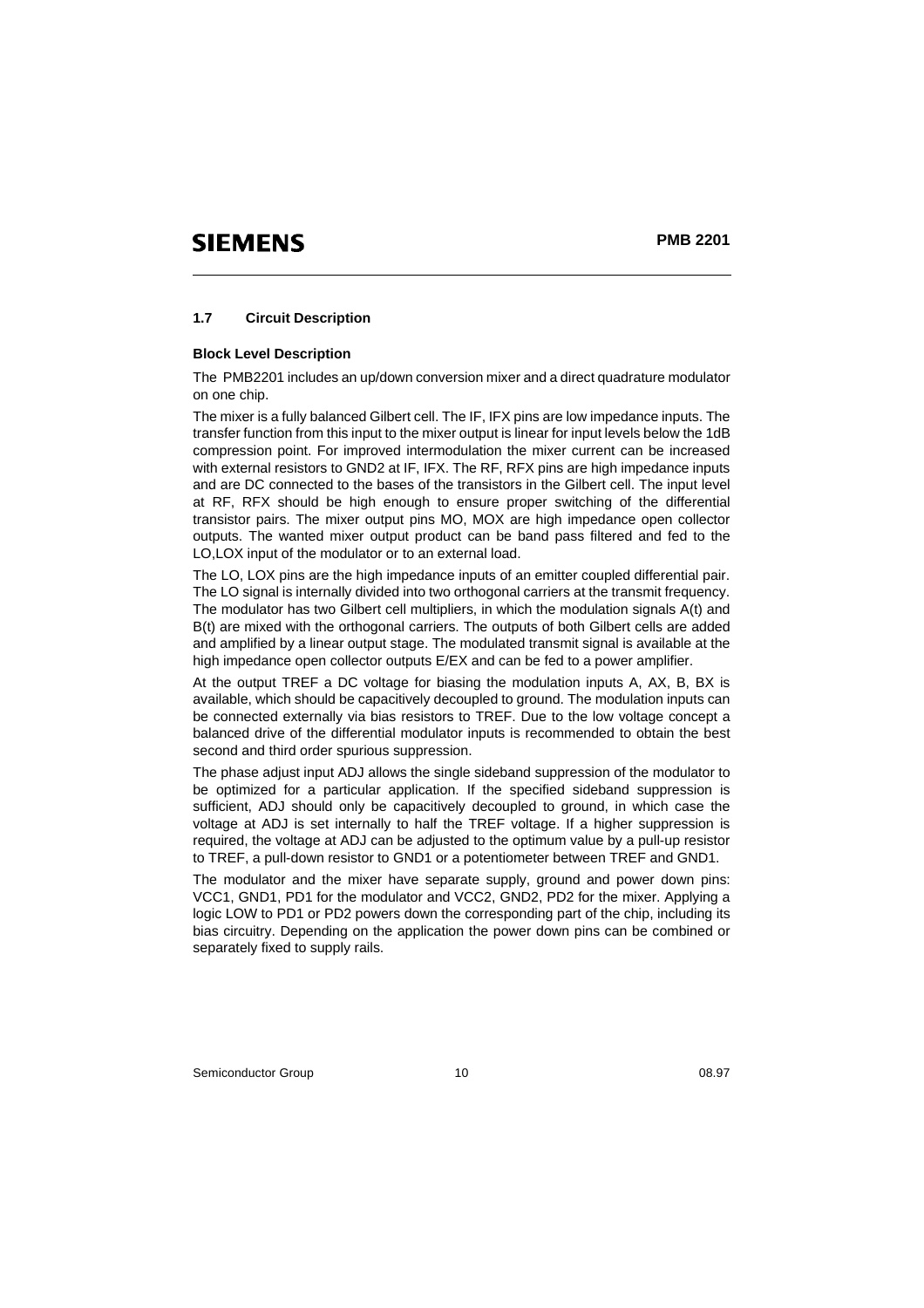## 1.7 Circuit Description

**Block Level Description**

The PMB2201 includes an up/down conversion mixer and a direct quadrature modulator on one chip.

The mixer is a fully balanced Gilbert cell. The IF, IFX pins are low impedance inputs. The transfer function from this input to the mixer output is linear for input levels below the 1dB compression point. For improved intermodulation the mixer current can be increased with external resistors to GND2 at IF, IFX. The RF, RFX pins are high impedance inputs and are DC connected to the bases of the transistors in the Gilbert cell. The input level at RF, RFX should be high enough to ensure proper switching of the differential transistor pairs. The mixer output pins MO, MOX are high impedance open collector outputs. The wanted mixer output product can be band pass filtered and fed to the LO,LOX input of the modulator or to an external load.

The LO, LOX pins are the high impedance inputs of an emitter coupled differential pair. The LO signal is internally divided into two orthogonal carriers at the transmit frequency. The modulator has two Gilbert cell multipliers, in which the modulation signals A(t) and B(t) are mixed with the orthogonal carriers. The outputs of both Gilbert cells are added and amplified by a linear output stage. The modulated transmit signal is available at the high impedance open collector outputs E/EX and can be fed to a power amplifier.

At the output TREF a DC voltage for biasing the modulation inputs A, AX, B, BX is available, which should be capacitively decoupled to ground. The modulation inputs can be connected externally via bias resistors to TREF. Due to the low voltage concept a balanced drive of the differential modulator inputs is recommended to obtain the best second and third order spurious suppression.

The phase adjust input ADJ allows the single sideband suppression of the modulator to be optimized for a particular application. If the specified sideband suppression is sufficient, ADJ should only be capacitively decoupled to ground, in which case the voltage at ADJ is set internally to half the TREF voltage. If a higher suppression is required, the voltage at ADJ can be adjusted to the optimum value by a pull-up resistor to TREF, a pull-down resistor to GND1 or a potentiometer between TREF and GND1.

The modulator and the mixer have separate supply, ground and power down pins: VCC1, GND1, PD1 for the modulator and VCC2, GND2, PD2 for the mixer. Applying a logic LOW to PD1 or PD2 powers down the corresponding part of the chip, including its bias circuitry. Depending on the application the power down pins can be combined or separately fixed to supply rails.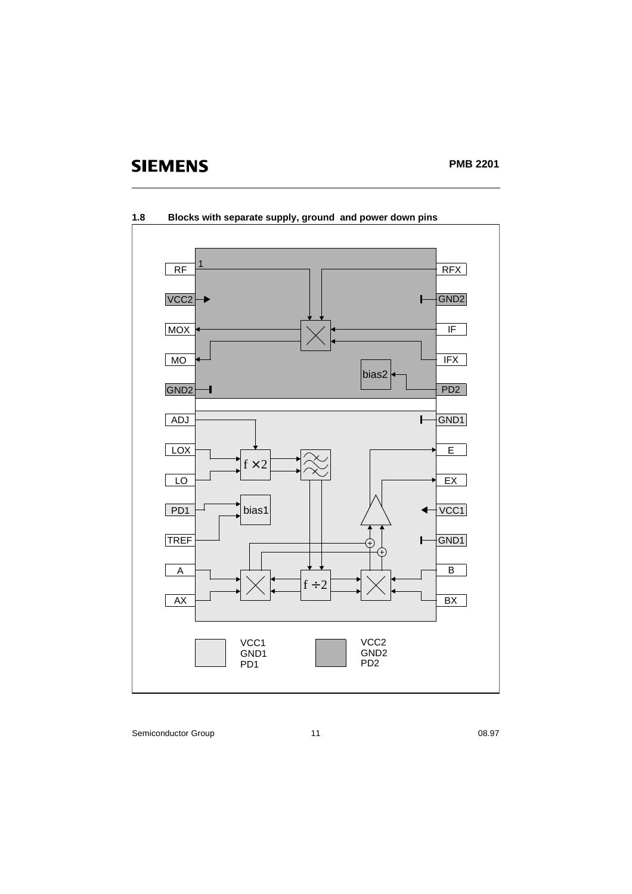## 1.8 Blocks with separate supply, ground and power down pins

RF, VCC2, MOX, MO, GND2, RFX, GND2, IF, IFX, PD2, bias2, 1

ADJ, LOX, LO, PD1, TREF, A, AX, GND1, E, EX, VCC1, GND1, B, BX, bias1, f ×2, f ÷2

VCC1
GND1
PD1

VCC2
GND2
PD2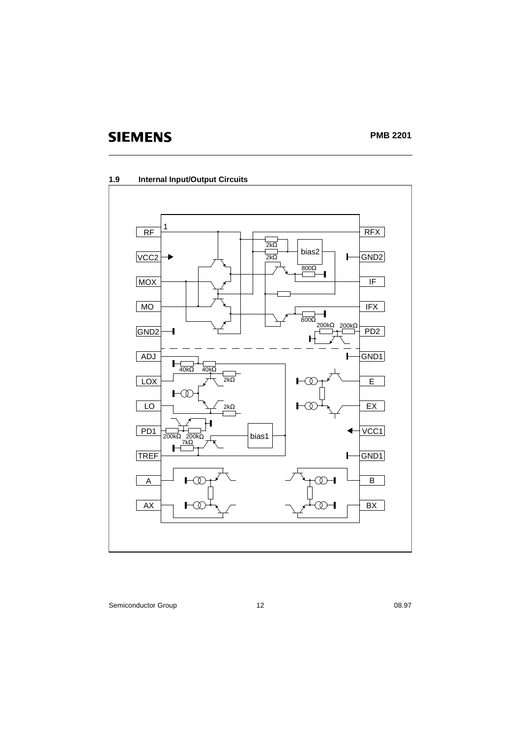## 1.9 Internal Input/Output Circuits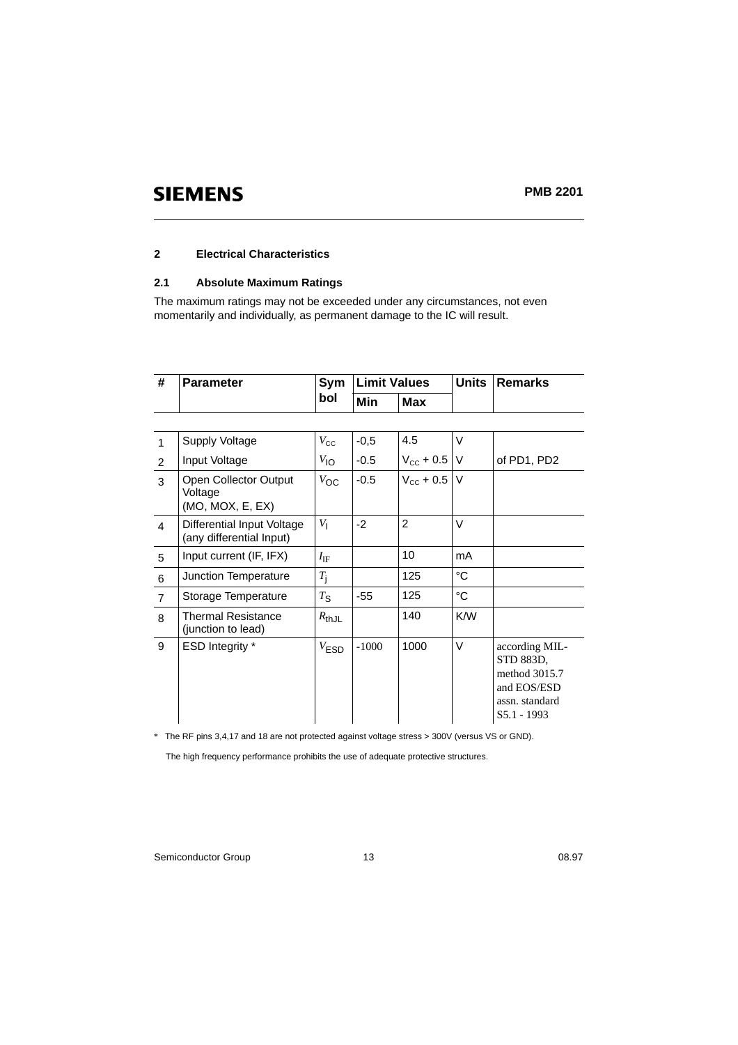## 2 Electrical Characteristics

### 2.1 Absolute Maximum Ratings

The maximum ratings may not be exceeded under any circumstances, not even momentarily and individually, as permanent damage to the IC will result.

| # | Parameter | Symbol | Limit Values | | Units | Remarks |
|---|---|---|---|---|---|---|
| | | | Min | Max | | |
| 1 | Supply Voltage | $V_{CC}$ | -0,5 | 4.5 | V | |
| 2 | Input Voltage | $V_{IO}$ | -0.5 | $V_{CC}$ + 0.5 | V | of PD1, PD2 |
| 3 | Open Collector Output Voltage (MO, MOX, E, EX) | $V_{OC}$ | -0.5 | $V_{CC}$ + 0.5 | V | |
| 4 | Differential Input Voltage (any differential Input) | $V_I$ | -2 | 2 | V | |
| 5 | Input current (IF, IFX) | $I_{IF}$ | | 10 | mA | |
| 6 | Junction Temperature | $T_j$ | | 125 | °C | |
| 7 | Storage Temperature | $T_S$ | -55 | 125 | °C | |
| 8 | Thermal Resistance (junction to lead) | $R_{thJL}$ | | 140 | K/W | |
| 9 | ESD Integrity * | $V_{ESD}$ | -1000 | 1000 | V | according MIL-STD 883D, method 3015.7 and EOS/ESD assn. standard S5.1 - 1993 |

\* The RF pins 3,4,17 and 18 are not protected against voltage stress > 300V (versus VS or GND).

The high frequency performance prohibits the use of adequate protective structures.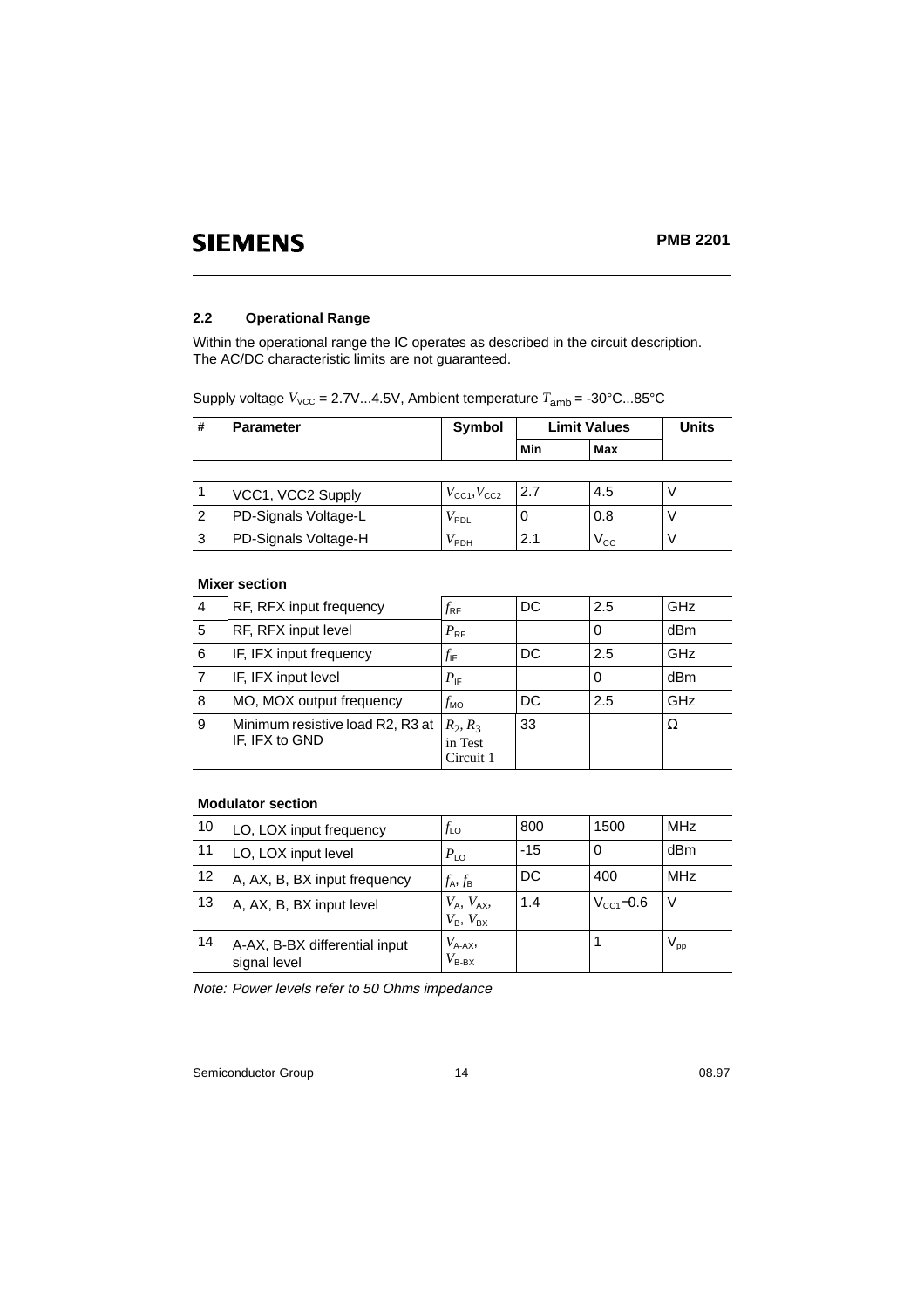## 2.2 Operational Range

Within the operational range the IC operates as described in the circuit description. The AC/DC characteristic limits are not guaranteed.

Supply voltage $V_{VCC}$ = 2.7V...4.5V, Ambient temperature $T_{amb}$ = -30°C...85°C

| # | Parameter | Symbol | Limit Values | | Units |
|---|---|---|---|---|---|
| | | | Min | Max | |
| 1 | VCC1, VCC2 Supply | $V_{CC1}$, $V_{CC2}$ | 2.7 | 4.5 | V |
| 2 | PD-Signals Voltage-L | $V_{PDL}$ | 0 | 0.8 | V |
| 3 | PD-Signals Voltage-H | $V_{PDH}$ | 2.1 | $V_{CC}$ | V |
| | **Mixer section** | | | | |
| 4 | RF, RFX input frequency | $f_{RF}$ | DC | 2.5 | GHz |
| 5 | RF, RFX input level | $P_{RF}$ | | 0 | dBm |
| 6 | IF, IFX input frequency | $f_{IF}$ | DC | 2.5 | GHz |
| 7 | IF, IFX input level | $P_{IF}$ | | 0 | dBm |
| 8 | MO, MOX output frequency | $f_{MO}$ | DC | 2.5 | GHz |
| 9 | Minimum resistive load R2, R3 at IF, IFX to GND | $R_2$, $R_3$ in Test Circuit 1 | 33 | | Ω |
| | **Modulator section** | | | | |
| 10 | LO, LOX input frequency | $f_{LO}$ | 800 | 1500 | MHz |
| 11 | LO, LOX input level | $P_{LO}$ | -15 | 0 | dBm |
| 12 | A, AX, B, BX input frequency | $f_A$, $f_B$ | DC | 400 | MHz |
| 13 | A, AX, B, BX input level | $V_A$, $V_{AX}$, $V_B$, $V_{BX}$ | 1.4 | $V_{CC1}-0.6$ | V |
| 14 | A-AX, B-BX differential input signal level | $V_{A\text{-}AX}$, $V_{B\text{-}BX}$ | | 1 | $V_{pp}$ |

*Note: Power levels refer to 50 Ohms impedance*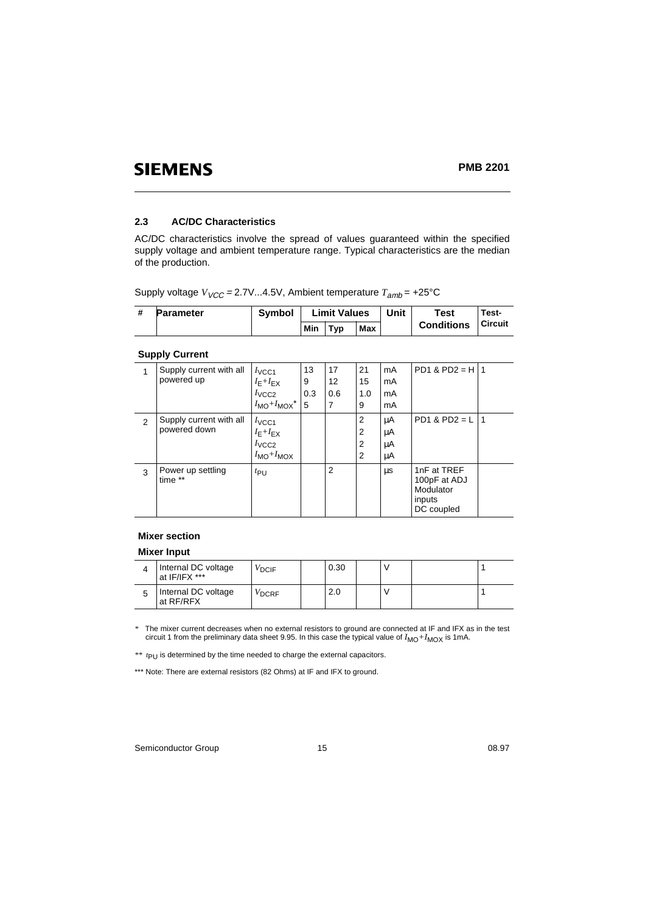## 2.3 AC/DC Characteristics

AC/DC characteristics involve the spread of values guaranteed within the specified supply voltage and ambient temperature range. Typical characteristics are the median of the production.

Supply voltage $V_{VCC}$ = 2.7V...4.5V, Ambient temperature $T_{amb}$ = +25°C

| # | Parameter | Symbol | Limit Values | | | Unit | Test Conditions | Test-Circuit |
|---|---|---|---|---|---|---|---|---|
| | | | Min | Typ | Max | | | |
| | **Supply Current** | | | | | | | |
| 1 | Supply current with all powered up | $I_{VCC1}$<br>$I_E+I_{EX}$<br>$I_{VCC2}$<br>$I_{MO}+I_{MOX}$* | 13<br>9<br>0.3<br>5 | 17<br>12<br>0.6<br>7 | 21<br>15<br>1.0<br>9 | mA<br>mA<br>mA<br>mA | PD1 & PD2 = H | 1 |
| 2 | Supply current with all powered down | $I_{VCC1}$<br>$I_E+I_{EX}$<br>$I_{VCC2}$<br>$I_{MO}+I_{MOX}$ | | | 2<br>2<br>2<br>2 | µA<br>µA<br>µA<br>µA | PD1 & PD2 = L | 1 |
| 3 | Power up settling time ** | $t_{PU}$ | | 2 | | µs | 1nF at TREF 100pF at ADJ Modulator inputs DC coupled | |
| | **Mixer section** | | | | | | | |
| | **Mixer Input** | | | | | | | |
| 4 | Internal DC voltage at IF/IFX *** | $V_{DCIF}$ | | 0.30 | | V | | 1 |
| 5 | Internal DC voltage at RF/RFX | $V_{DCRF}$ | | 2.0 | | V | | 1 |

* The mixer current decreases when no external resistors to ground are connected at IF and IFX as in the test circuit 1 from the preliminary data sheet 9.95. In this case the typical value of $I_{MO}+I_{MOX}$ is 1mA.

** $t_{PU}$ is determined by the time needed to charge the external capacitors.

*** Note: There are external resistors (82 Ohms) at IF and IFX to ground.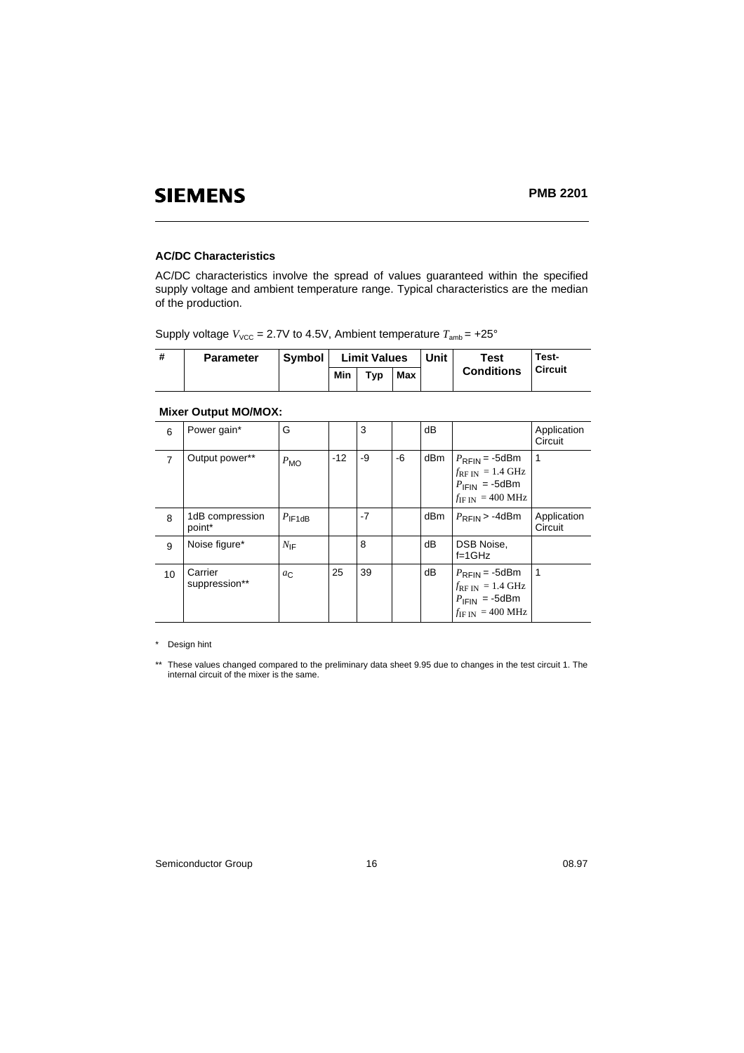### AC/DC Characteristics

AC/DC characteristics involve the spread of values guaranteed within the specified supply voltage and ambient temperature range. Typical characteristics are the median of the production.

Supply voltage $V_{VCC}$ = 2.7V to 4.5V, Ambient temperature $T_{amb}$ = +25°

| # | Parameter | Symbol | Limit Values | | | Unit | Test Conditions | Test-Circuit |
|---|---|---|---|---|---|---|---|---|
| | | | Min | Typ | Max | | | |
| | **Mixer Output MO/MOX:** | | | | | | | |
| 6 | Power gain* | G | | 3 | | dB | | Application Circuit |
| 7 | Output power** | $P_{MO}$ | -12 | -9 | -6 | dBm | $P_{RFIN}$ = -5dBm $f_{RF\ IN}$ = 1.4 GHz $P_{IFIN}$ = -5dBm $f_{IF\ IN}$ = 400 MHz | 1 |
| 8 | 1dB compression point* | $P_{IF1dB}$ | | -7 | | dBm | $P_{RFIN}$ > -4dBm | Application Circuit |
| 9 | Noise figure* | $N_{IF}$ | | 8 | | dB | DSB Noise, f=1GHz | |
| 10 | Carrier suppression** | $a_C$ | 25 | 39 | | dB | $P_{RFIN}$ = -5dBm $f_{RF\ IN}$ = 1.4 GHz $P_{IFIN}$ = -5dBm $f_{IF\ IN}$ = 400 MHz | 1 |

\* Design hint

\** These values changed compared to the preliminary data sheet 9.95 due to changes in the test circuit 1. The internal circuit of the mixer is the same.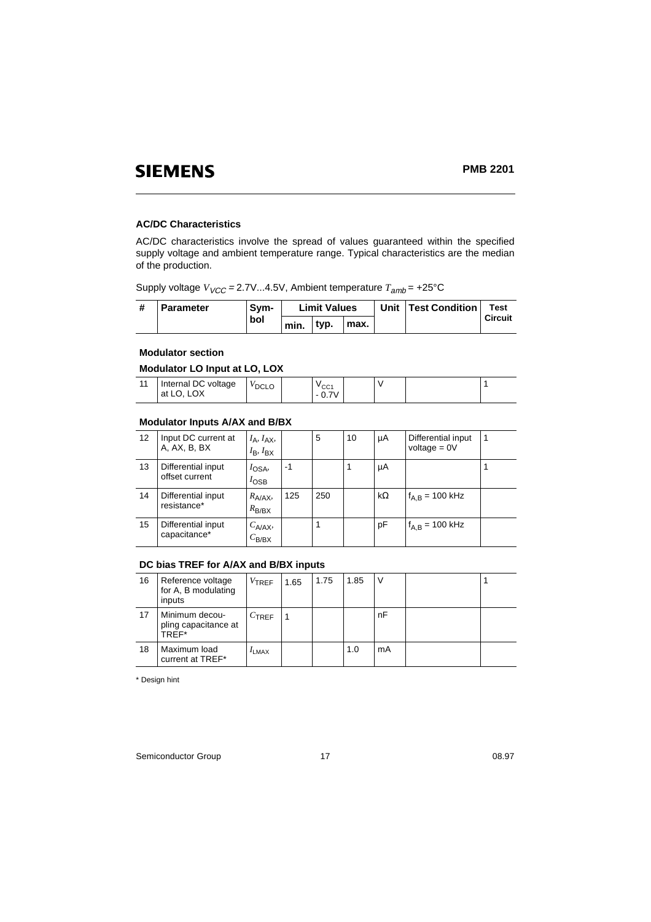## AC/DC Characteristics

AC/DC characteristics involve the spread of values guaranteed within the specified supply voltage and ambient temperature range. Typical characteristics are the median of the production.

Supply voltage $V_{VCC}$ = 2.7V...4.5V, Ambient temperature $T_{amb}$ = +25°C

| # | Parameter | Symbol | Limit Values | | | Unit | Test Condition | Test Circuit |
|---|---|---|---|---|---|---|---|---|
| | | | min. | typ. | max. | | | |
| | **Modulator section** | | | | | | | |
| | **Modulator LO Input at LO, LOX** | | | | | | | |
| 11 | Internal DC voltage at LO, LOX | $V_{DCLO}$ | | $V_{CC1}$ - 0.7V | | V | | 1 |
| | **Modulator Inputs A/AX and B/BX** | | | | | | | |
| 12 | Input DC current at A, AX, B, BX | $I_A$, $I_{AX}$, $I_B$, $I_{BX}$ | | 5 | 10 | µA | Differential input voltage = 0V | 1 |
| 13 | Differential input offset current | $I_{OSA}$, $I_{OSB}$ | -1 | | 1 | µA | | 1 |
| 14 | Differential input resistance* | $R_{A/AX}$, $R_{B/BX}$ | 125 | 250 | | kΩ | $f_{A,B}$ = 100 kHz | |
| 15 | Differential input capacitance* | $C_{A/AX}$, $C_{B/BX}$ | | 1 | | pF | $f_{A,B}$ = 100 kHz | |
| | **DC bias TREF for A/AX and B/BX inputs** | | | | | | | |
| 16 | Reference voltage for A, B modulating inputs | $V_{TREF}$ | 1.65 | 1.75 | 1.85 | V | | 1 |
| 17 | Minimum decoupling capacitance at TREF* | $C_{TREF}$ | 1 | | | nF | | |
| 18 | Maximum load current at TREF* | $I_{LMAX}$ | | | 1.0 | mA | | |

* Design hint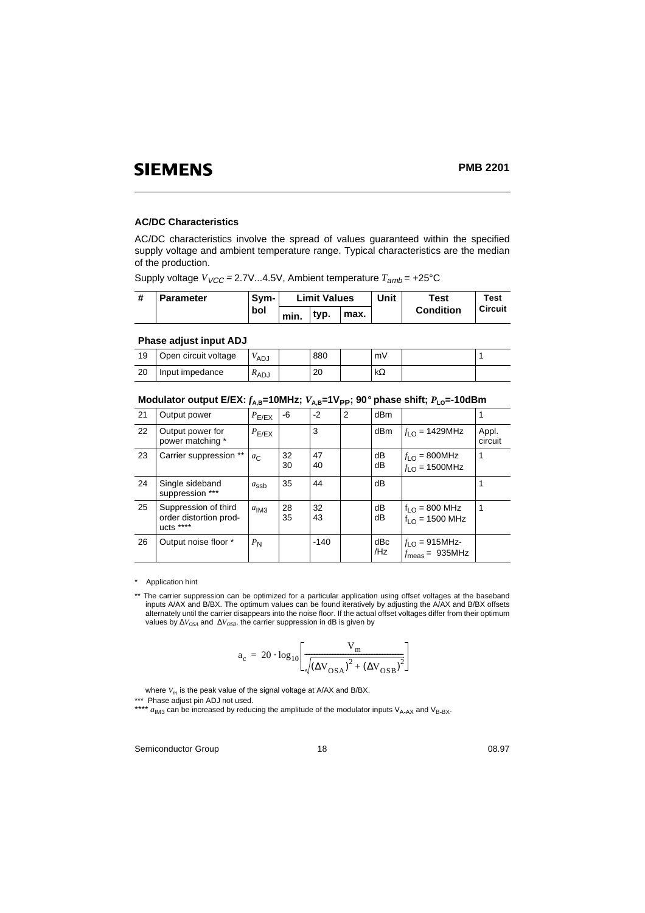## AC/DC Characteristics

AC/DC characteristics involve the spread of values guaranteed within the specified supply voltage and ambient temperature range. Typical characteristics are the median of the production.

Supply voltage $V_{VCC}$ = 2.7V...4.5V, Ambient temperature $T_{amb}$ = +25°C

| # | Parameter | Symbol | Limit Values | | | Unit | Test Condition | Test Circuit |
|---|---|---|---|---|---|---|---|---|
| | | | min. | typ. | max. | | | |
| **Phase adjust input ADJ** | | | | | | | | |
| 19 | Open circuit voltage | $V_{ADJ}$ | | 880 | | mV | | 1 |
| 20 | Input impedance | $R_{ADJ}$ | | 20 | | kΩ | | |
| **Modulator output E/EX: $f_{A,B}$=10MHz; $V_{A,B}$=1$V_{PP}$; 90° phase shift; $P_{LO}$=-10dBm** | | | | | | | | |
| 21 | Output power | $P_{E/EX}$ | -6 | -2 | 2 | dBm | | 1 |
| 22 | Output power for power matching * | $P_{E/EX}$ | | 3 | | dBm | $f_{LO}$ = 1429MHz | Appl. circuit |
| 23 | Carrier suppression ** | $a_C$ | 32<br>30 | 47<br>40 | | dB<br>dB | $f_{LO}$ = 800MHz<br>$f_{LO}$ = 1500MHz | 1 |
| 24 | Single sideband suppression *** | $a_{ssb}$ | 35 | 44 | | dB | | 1 |
| 25 | Suppression of third order distortion products **** | $a_{IM3}$ | 28<br>35 | 32<br>43 | | dB<br>dB | $f_{LO}$ = 800 MHz<br>$f_{LO}$ = 1500 MHz | 1 |
| 26 | Output noise floor * | $P_N$ | | -140 | | dBc /Hz | $f_{LO}$ = 915MHz-<br>$f_{meas}$ = 935MHz | |

\* Application hint

** The carrier suppression can be optimized for a particular application using offset voltages at the baseband inputs A/AX and B/BX. The optimum values can be found iteratively by adjusting the A/AX and B/BX offsets alternately until the carrier disappears into the noise floor. If the actual offset voltages differ from their optimum values by $\Delta V_{OSA}$ and $\Delta V_{OSB}$, the carrier suppression in dB is given by

$$a_c = 20 \cdot \log_{10}\left[\frac{V_m}{\sqrt{(\Delta V_{OSA})^2 + (\Delta V_{OSB})^2}}\right]$$

where $V_m$ is the peak value of the signal voltage at A/AX and B/BX.

*** Phase adjust pin ADJ not used.

**** $a_{IM3}$ can be increased by reducing the amplitude of the modulator inputs $V_{A-AX}$ and $V_{B-BX}$.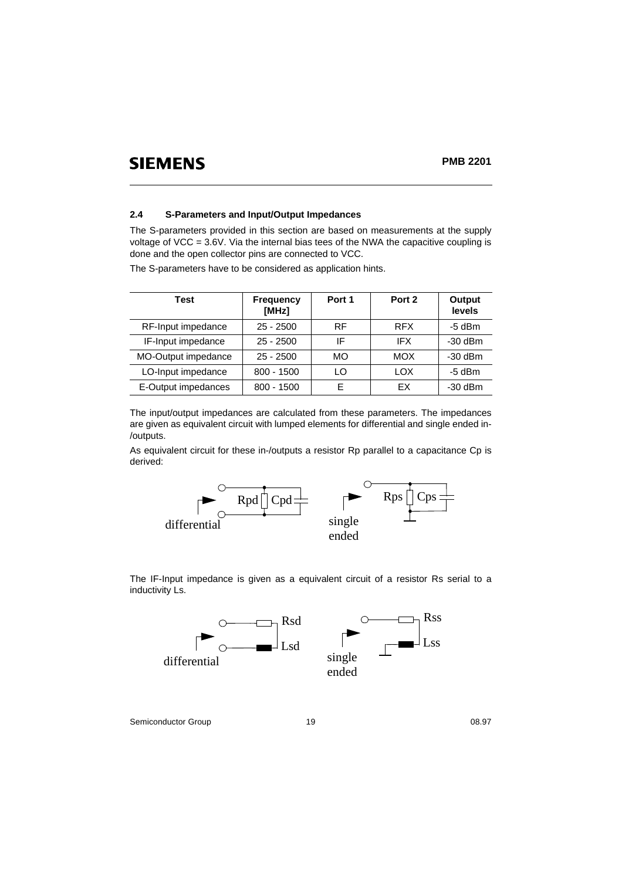## 2.4 S-Parameters and Input/Output Impedances

The S-parameters provided in this section are based on measurements at the supply voltage of VCC = 3.6V. Via the internal bias tees of the NWA the capacitive coupling is done and the open collector pins are connected to VCC.

The S-parameters have to be considered as application hints.

| Test | Frequency [MHz] | Port 1 | Port 2 | Output levels |
|---|---|---|---|---|
| RF-Input impedance | 25 - 2500 | RF | RFX | -5 dBm |
| IF-Input impedance | 25 - 2500 | IF | IFX | -30 dBm |
| MO-Output impedance | 25 - 2500 | MO | MOX | -30 dBm |
| LO-Input impedance | 800 - 1500 | LO | LOX | -5 dBm |
| E-Output impedances | 800 - 1500 | E | EX | -30 dBm |

The input/output impedances are calculated from these parameters. The impedances are given as equivalent circuit with lumped elements for differential and single ended in-/outputs.

As equivalent circuit for these in-/outputs a resistor Rp parallel to a capacitance Cp is derived:

Rpd Cpd differential — Rps Cps single ended

The IF-Input impedance is given as a equivalent circuit of a resistor Rs serial to a inductivity Ls.

Rsd Lsd differential — Rss Lss single ended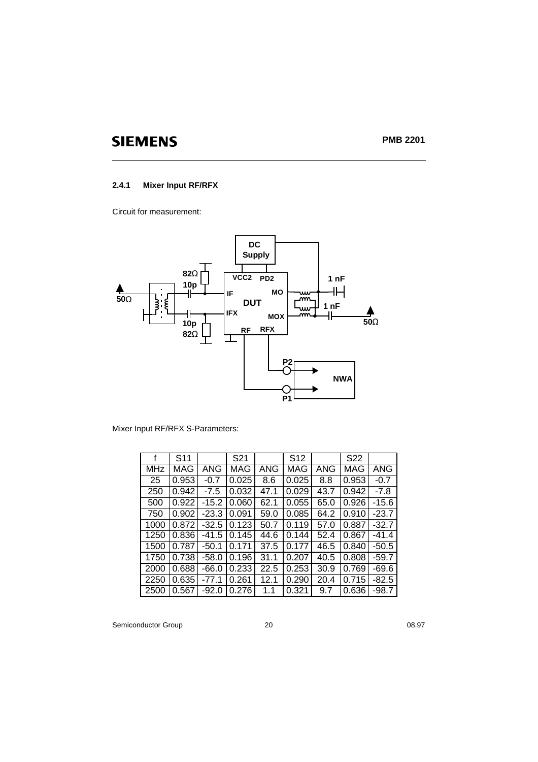### 2.4.1 Mixer Input RF/RFX

Circuit for measurement:

Mixer Input RF/RFX S-Parameters:

| f | S11 | | S21 | | S12 | | S22 | |
|---|---|---|---|---|---|---|---|---|
| MHz | MAG | ANG | MAG | ANG | MAG | ANG | MAG | ANG |
| 25 | 0.953 | -0.7 | 0.025 | 8.6 | 0.025 | 8.8 | 0.953 | -0.7 |
| 250 | 0.942 | -7.5 | 0.032 | 47.1 | 0.029 | 43.7 | 0.942 | -7.8 |
| 500 | 0.922 | -15.2 | 0.060 | 62.1 | 0.055 | 65.0 | 0.926 | -15.6 |
| 750 | 0.902 | -23.3 | 0.091 | 59.0 | 0.085 | 64.2 | 0.910 | -23.7 |
| 1000 | 0.872 | -32.5 | 0.123 | 50.7 | 0.119 | 57.0 | 0.887 | -32.7 |
| 1250 | 0.836 | -41.5 | 0.145 | 44.6 | 0.144 | 52.4 | 0.867 | -41.4 |
| 1500 | 0.787 | -50.1 | 0.171 | 37.5 | 0.177 | 46.5 | 0.840 | -50.5 |
| 1750 | 0.738 | -58.0 | 0.196 | 31.1 | 0.207 | 40.5 | 0.808 | -59.7 |
| 2000 | 0.688 | -66.0 | 0.233 | 22.5 | 0.253 | 30.9 | 0.769 | -69.6 |
| 2250 | 0.635 | -77.1 | 0.261 | 12.1 | 0.290 | 20.4 | 0.715 | -82.5 |
| 2500 | 0.567 | -92.0 | 0.276 | 1.1 | 0.321 | 9.7 | 0.636 | -98.7 |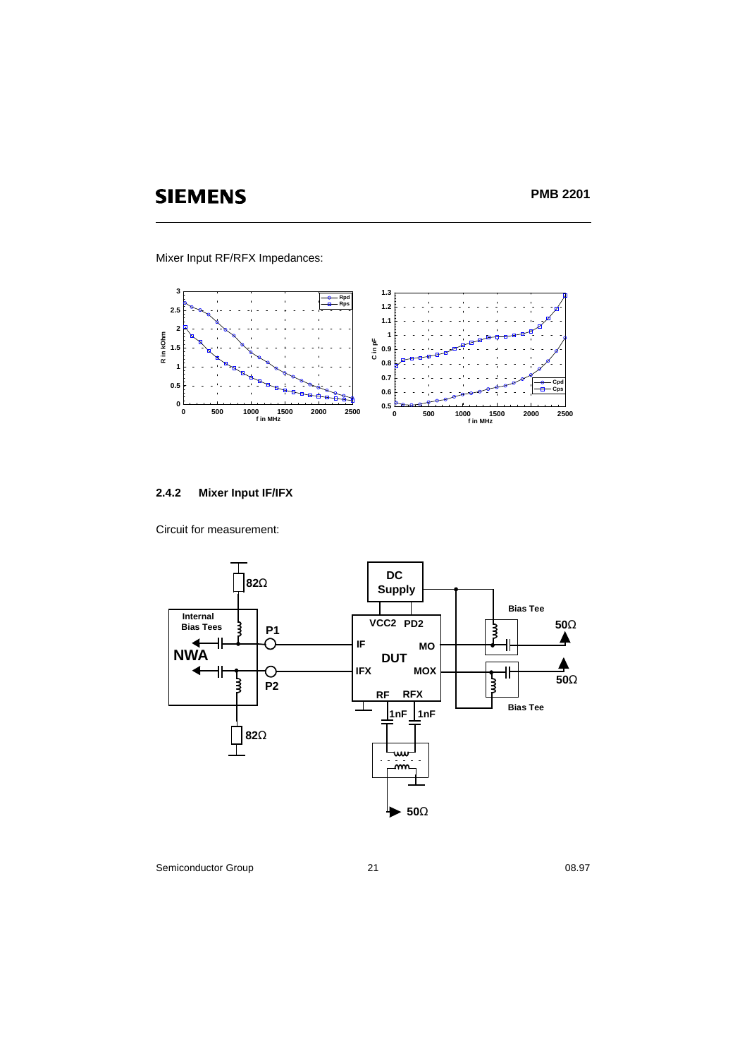Mixer Input RF/RFX Impedances:

### 2.4.2 Mixer Input IF/IFX

Circuit for measurement: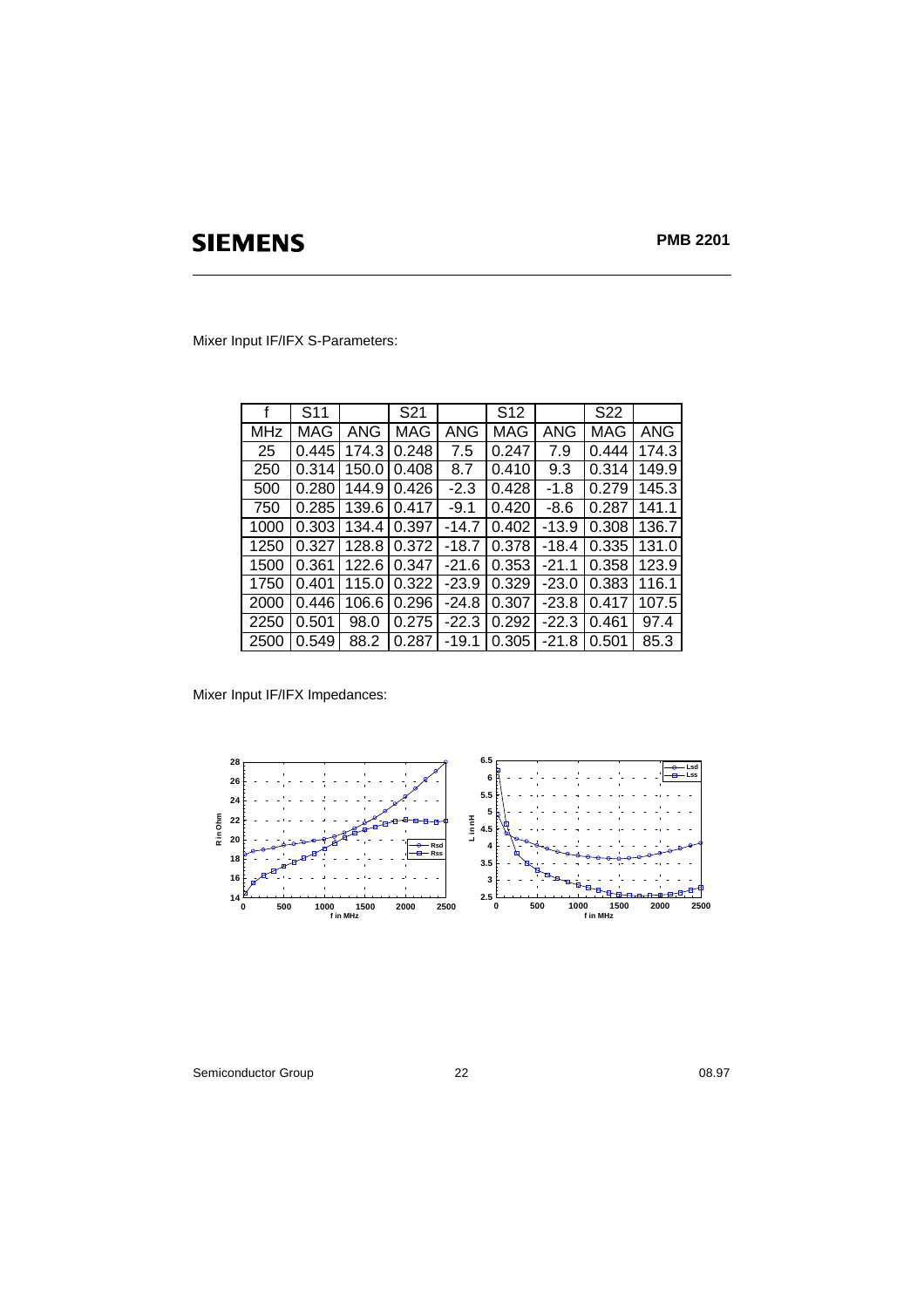Mixer Input IF/IFX S-Parameters:

| f | S11 | | S21 | | S12 | | S22 | |
|---|---|---|---|---|---|---|---|---|
| MHz | MAG | ANG | MAG | ANG | MAG | ANG | MAG | ANG |
| 25 | 0.445 | 174.3 | 0.248 | 7.5 | 0.247 | 7.9 | 0.444 | 174.3 |
| 250 | 0.314 | 150.0 | 0.408 | 8.7 | 0.410 | 9.3 | 0.314 | 149.9 |
| 500 | 0.280 | 144.9 | 0.426 | -2.3 | 0.428 | -1.8 | 0.279 | 145.3 |
| 750 | 0.285 | 139.6 | 0.417 | -9.1 | 0.420 | -8.6 | 0.287 | 141.1 |
| 1000 | 0.303 | 134.4 | 0.397 | -14.7 | 0.402 | -13.9 | 0.308 | 136.7 |
| 1250 | 0.327 | 128.8 | 0.372 | -18.7 | 0.378 | -18.4 | 0.335 | 131.0 |
| 1500 | 0.361 | 122.6 | 0.347 | -21.6 | 0.353 | -21.1 | 0.358 | 123.9 |
| 1750 | 0.401 | 115.0 | 0.322 | -23.9 | 0.329 | -23.0 | 0.383 | 116.1 |
| 2000 | 0.446 | 106.6 | 0.296 | -24.8 | 0.307 | -23.8 | 0.417 | 107.5 |
| 2250 | 0.501 | 98.0 | 0.275 | -22.3 | 0.292 | -22.3 | 0.461 | 97.4 |
| 2500 | 0.549 | 88.2 | 0.287 | -19.1 | 0.305 | -21.8 | 0.501 | 85.3 |

Mixer Input IF/IFX Impedances: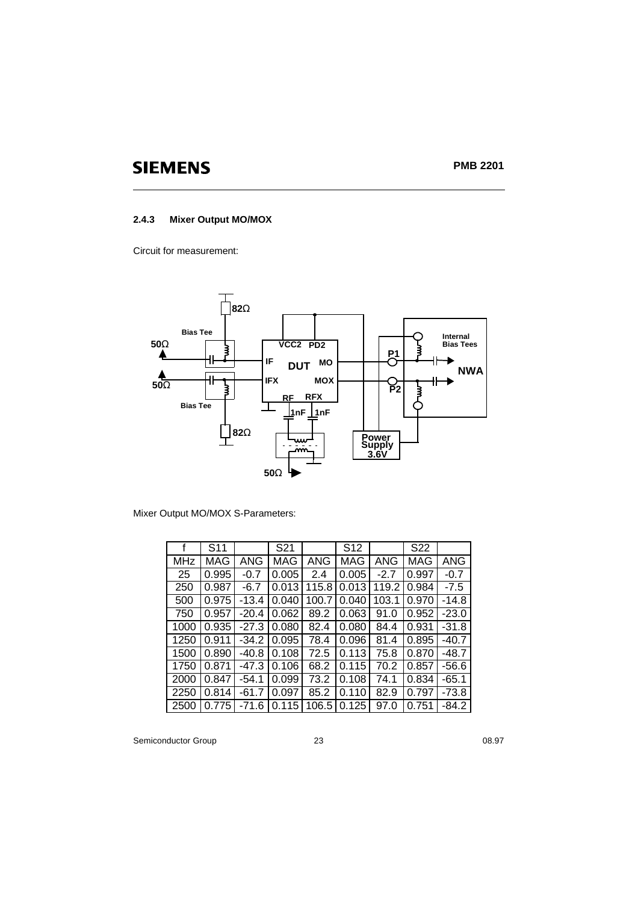### 2.4.3 Mixer Output MO/MOX

Circuit for measurement:

Mixer Output MO/MOX S-Parameters:

| f | S11 | | S21 | | S12 | | S22 | |
|---|---|---|---|---|---|---|---|---|
| MHz | MAG | ANG | MAG | ANG | MAG | ANG | MAG | ANG |
| 25 | 0.995 | -0.7 | 0.005 | 2.4 | 0.005 | -2.7 | 0.997 | -0.7 |
| 250 | 0.987 | -6.7 | 0.013 | 115.8 | 0.013 | 119.2 | 0.984 | -7.5 |
| 500 | 0.975 | -13.4 | 0.040 | 100.7 | 0.040 | 103.1 | 0.970 | -14.8 |
| 750 | 0.957 | -20.4 | 0.062 | 89.2 | 0.063 | 91.0 | 0.952 | -23.0 |
| 1000 | 0.935 | -27.3 | 0.080 | 82.4 | 0.080 | 84.4 | 0.931 | -31.8 |
| 1250 | 0.911 | -34.2 | 0.095 | 78.4 | 0.096 | 81.4 | 0.895 | -40.7 |
| 1500 | 0.890 | -40.8 | 0.108 | 72.5 | 0.113 | 75.8 | 0.870 | -48.7 |
| 1750 | 0.871 | -47.3 | 0.106 | 68.2 | 0.115 | 70.2 | 0.857 | -56.6 |
| 2000 | 0.847 | -54.1 | 0.099 | 73.2 | 0.108 | 74.1 | 0.834 | -65.1 |
| 2250 | 0.814 | -61.7 | 0.097 | 85.2 | 0.110 | 82.9 | 0.797 | -73.8 |
| 2500 | 0.775 | -71.6 | 0.115 | 106.5 | 0.125 | 97.0 | 0.751 | -84.2 |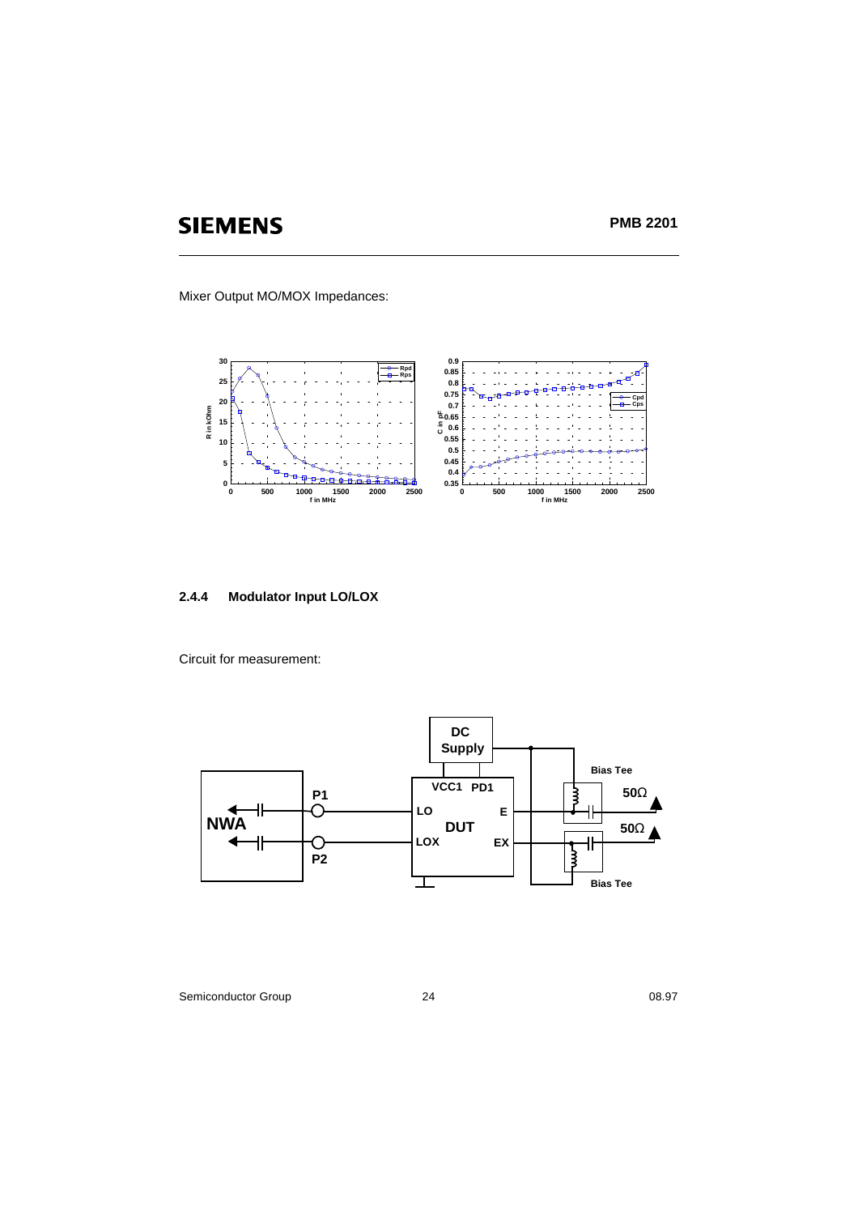Mixer Output MO/MOX Impedances:

### 2.4.4 Modulator Input LO/LOX

Circuit for measurement: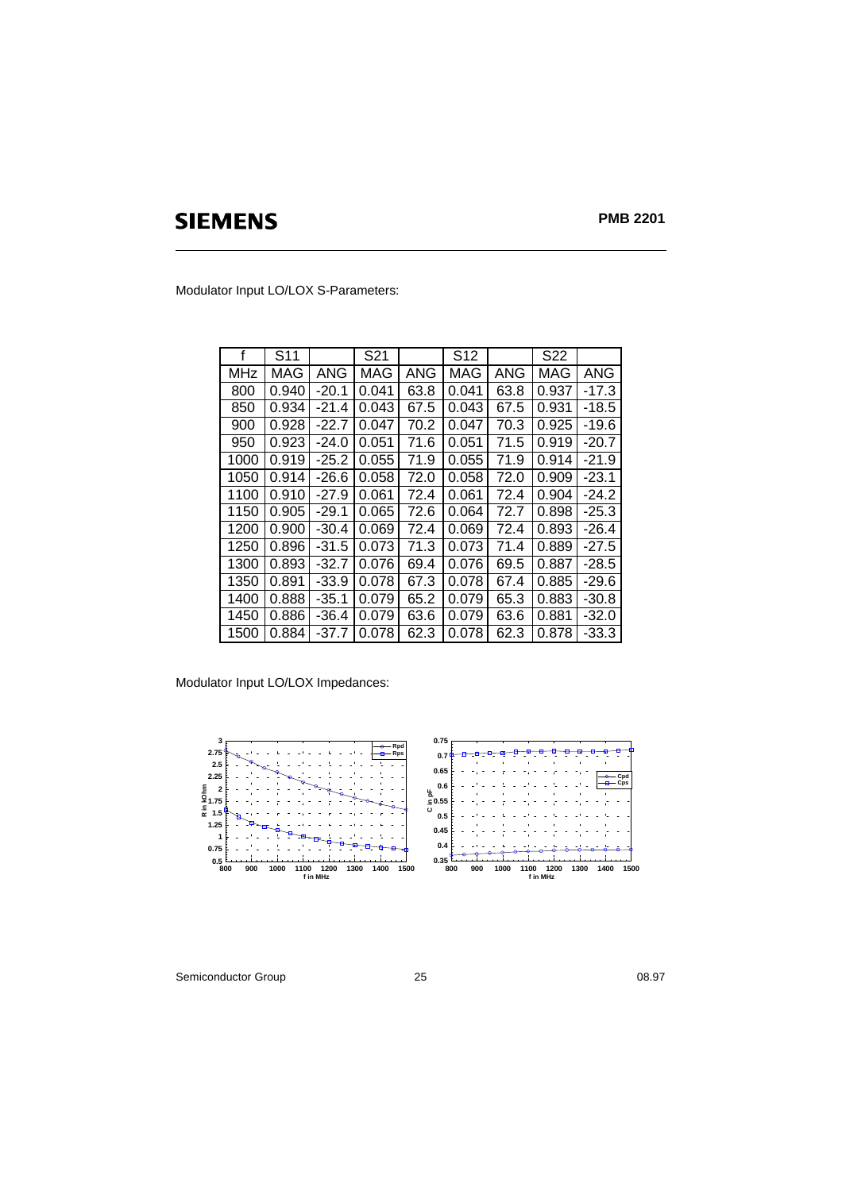Modulator Input LO/LOX S-Parameters:

| f | S11 | | S21 | | S12 | | S22 | |
|---|---|---|---|---|---|---|---|---|
| MHz | MAG | ANG | MAG | ANG | MAG | ANG | MAG | ANG |
| 800 | 0.940 | -20.1 | 0.041 | 63.8 | 0.041 | 63.8 | 0.937 | -17.3 |
| 850 | 0.934 | -21.4 | 0.043 | 67.5 | 0.043 | 67.5 | 0.931 | -18.5 |
| 900 | 0.928 | -22.7 | 0.047 | 70.2 | 0.047 | 70.3 | 0.925 | -19.6 |
| 950 | 0.923 | -24.0 | 0.051 | 71.6 | 0.051 | 71.5 | 0.919 | -20.7 |
| 1000 | 0.919 | -25.2 | 0.055 | 71.9 | 0.055 | 71.9 | 0.914 | -21.9 |
| 1050 | 0.914 | -26.6 | 0.058 | 72.0 | 0.058 | 72.0 | 0.909 | -23.1 |
| 1100 | 0.910 | -27.9 | 0.061 | 72.4 | 0.061 | 72.4 | 0.904 | -24.2 |
| 1150 | 0.905 | -29.1 | 0.065 | 72.6 | 0.064 | 72.7 | 0.898 | -25.3 |
| 1200 | 0.900 | -30.4 | 0.069 | 72.4 | 0.069 | 72.4 | 0.893 | -26.4 |
| 1250 | 0.896 | -31.5 | 0.073 | 71.3 | 0.073 | 71.4 | 0.889 | -27.5 |
| 1300 | 0.893 | -32.7 | 0.076 | 69.4 | 0.076 | 69.5 | 0.887 | -28.5 |
| 1350 | 0.891 | -33.9 | 0.078 | 67.3 | 0.078 | 67.4 | 0.885 | -29.6 |
| 1400 | 0.888 | -35.1 | 0.079 | 65.2 | 0.079 | 65.3 | 0.883 | -30.8 |
| 1450 | 0.886 | -36.4 | 0.079 | 63.6 | 0.079 | 63.6 | 0.881 | -32.0 |
| 1500 | 0.884 | -37.7 | 0.078 | 62.3 | 0.078 | 62.3 | 0.878 | -33.3 |

Modulator Input LO/LOX Impedances: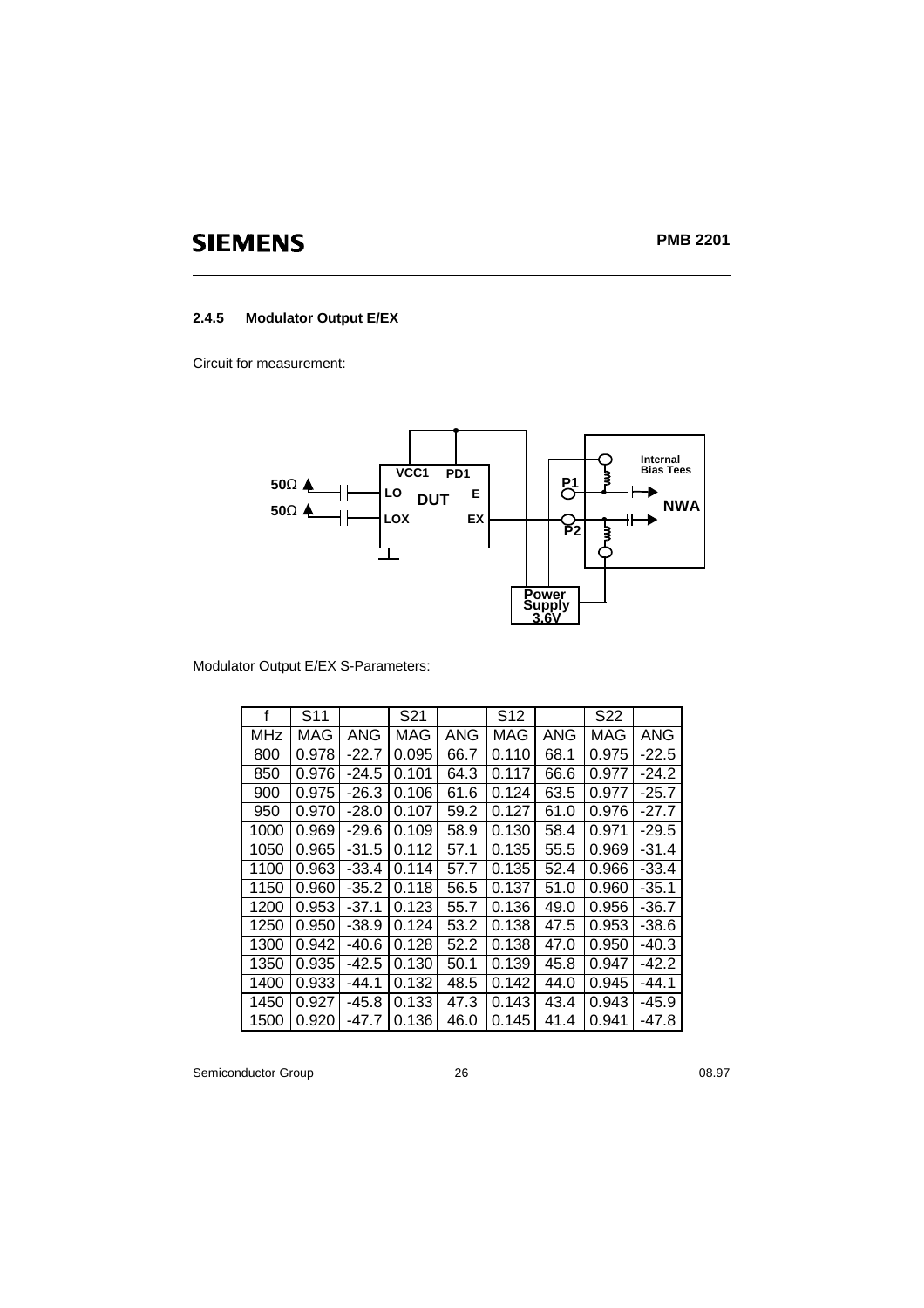### 2.4.5 Modulator Output E/EX

Circuit for measurement:

Modulator Output E/EX S-Parameters:

| f | S11 | | S21 | | S12 | | S22 | |
|---|---|---|---|---|---|---|---|---|
| MHz | MAG | ANG | MAG | ANG | MAG | ANG | MAG | ANG |
| 800 | 0.978 | -22.7 | 0.095 | 66.7 | 0.110 | 68.1 | 0.975 | -22.5 |
| 850 | 0.976 | -24.5 | 0.101 | 64.3 | 0.117 | 66.6 | 0.977 | -24.2 |
| 900 | 0.975 | -26.3 | 0.106 | 61.6 | 0.124 | 63.5 | 0.977 | -25.7 |
| 950 | 0.970 | -28.0 | 0.107 | 59.2 | 0.127 | 61.0 | 0.976 | -27.7 |
| 1000 | 0.969 | -29.6 | 0.109 | 58.9 | 0.130 | 58.4 | 0.971 | -29.5 |
| 1050 | 0.965 | -31.5 | 0.112 | 57.1 | 0.135 | 55.5 | 0.969 | -31.4 |
| 1100 | 0.963 | -33.4 | 0.114 | 57.7 | 0.135 | 52.4 | 0.966 | -33.4 |
| 1150 | 0.960 | -35.2 | 0.118 | 56.5 | 0.137 | 51.0 | 0.960 | -35.1 |
| 1200 | 0.953 | -37.1 | 0.123 | 55.7 | 0.136 | 49.0 | 0.956 | -36.7 |
| 1250 | 0.950 | -38.9 | 0.124 | 53.2 | 0.138 | 47.5 | 0.953 | -38.6 |
| 1300 | 0.942 | -40.6 | 0.128 | 52.2 | 0.138 | 47.0 | 0.950 | -40.3 |
| 1350 | 0.935 | -42.5 | 0.130 | 50.1 | 0.139 | 45.8 | 0.947 | -42.2 |
| 1400 | 0.933 | -44.1 | 0.132 | 48.5 | 0.142 | 44.0 | 0.945 | -44.1 |
| 1450 | 0.927 | -45.8 | 0.133 | 47.3 | 0.143 | 43.4 | 0.943 | -45.9 |
| 1500 | 0.920 | -47.7 | 0.136 | 46.0 | 0.145 | 41.4 | 0.941 | -47.8 |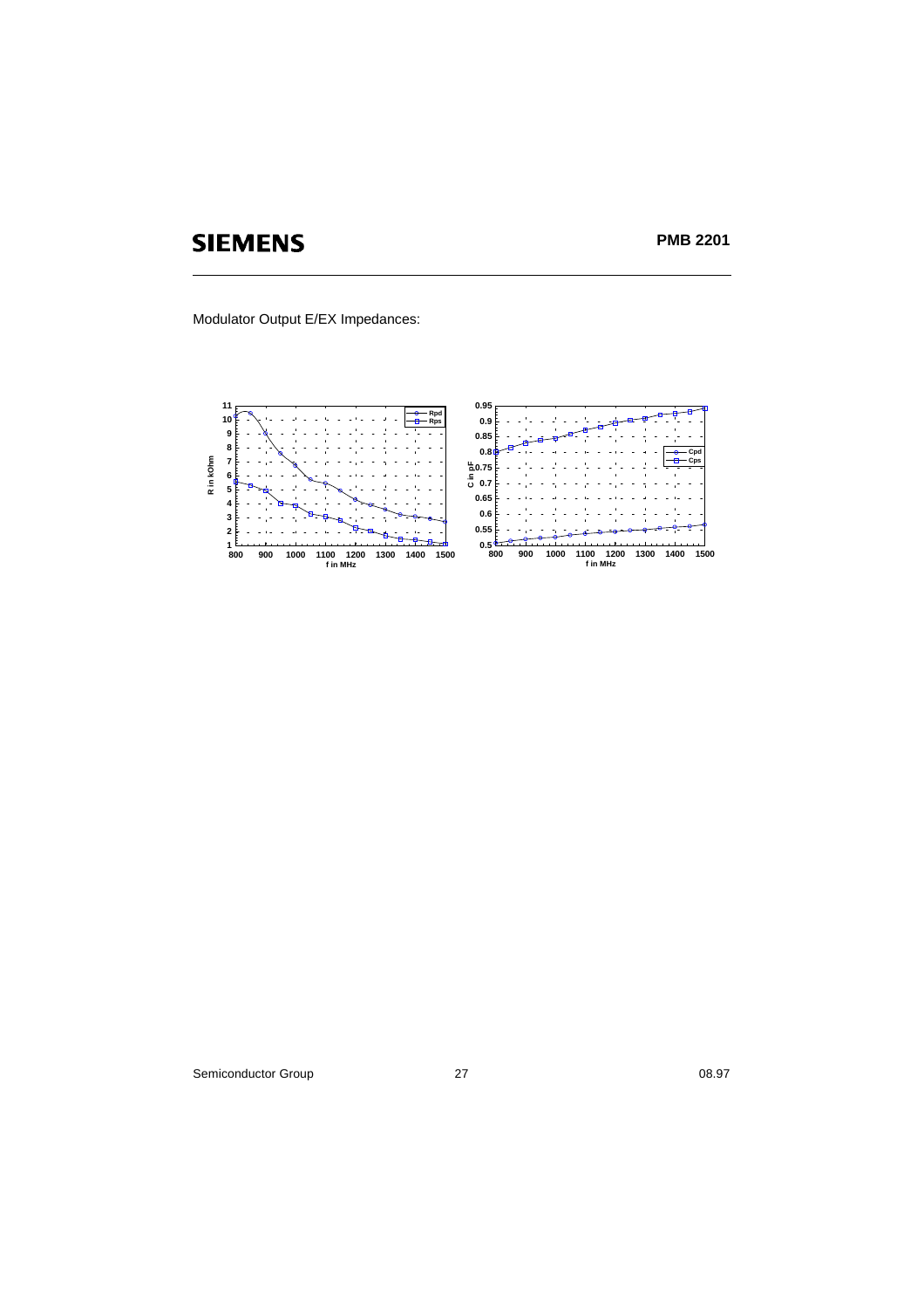Modulator Output E/EX Impedances: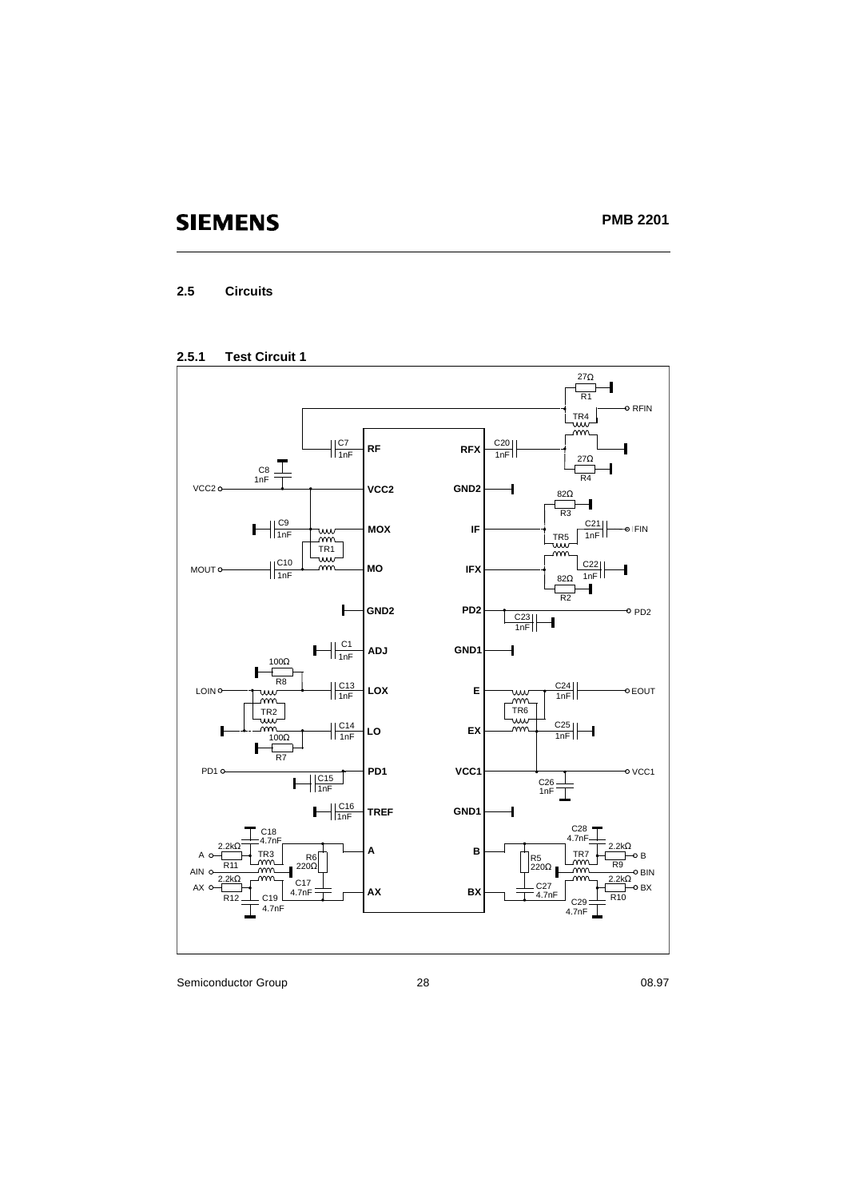## 2.5 Circuits

### 2.5.1 Test Circuit 1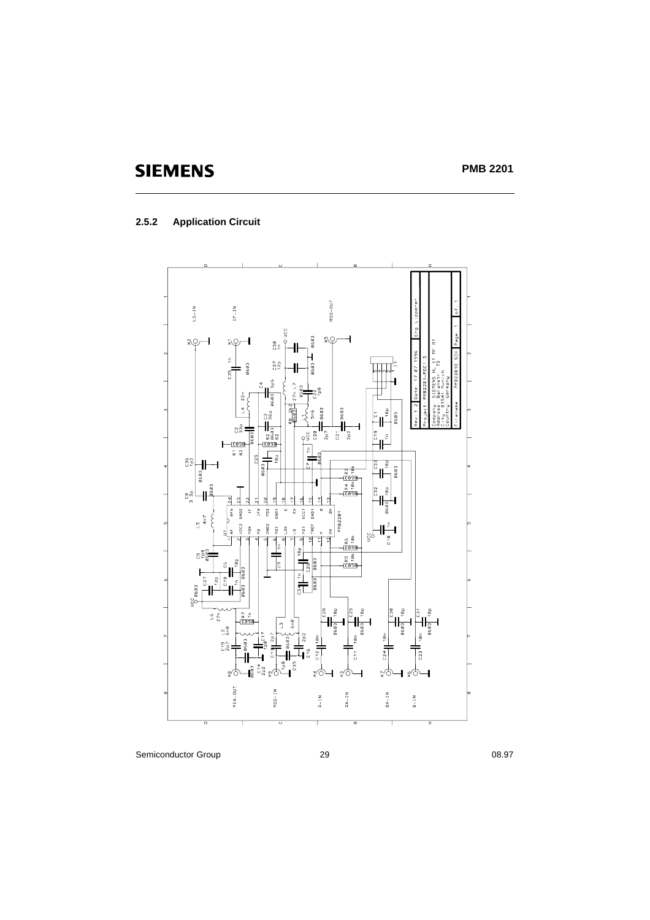### 2.5.2 Application Circuit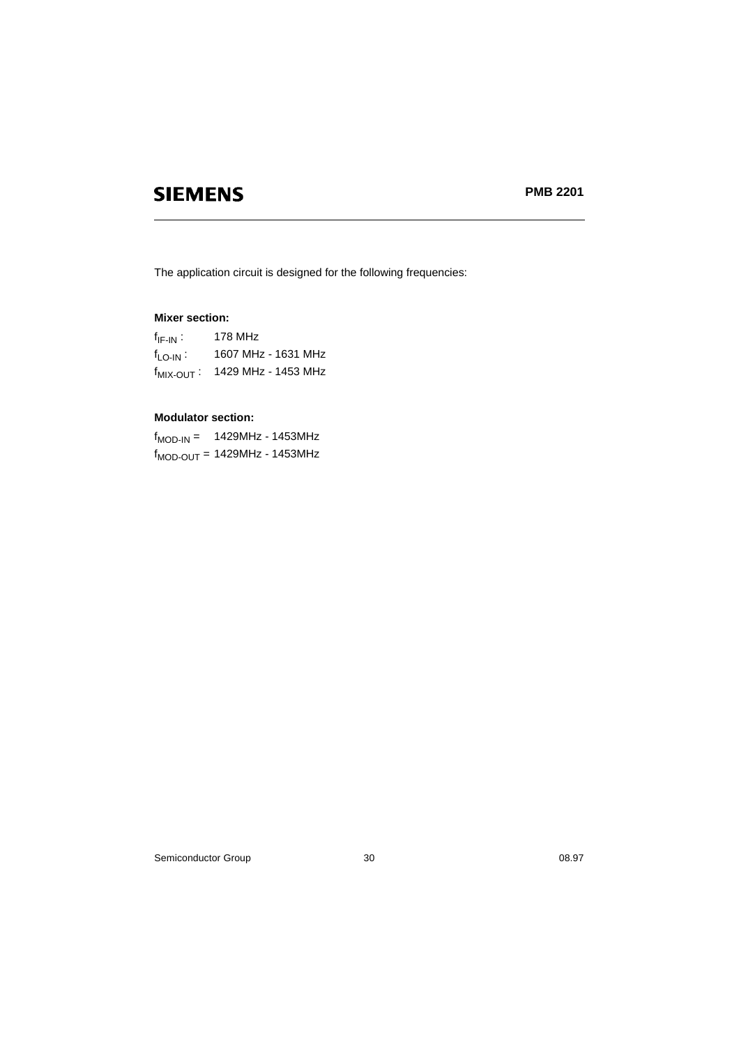The application circuit is designed for the following frequencies:

**Mixer section:**

$f_{IF\text{-}IN}$ : 178 MHz
$f_{LO\text{-}IN}$ : 1607 MHz - 1631 MHz
$f_{MIX\text{-}OUT}$ : 1429 MHz - 1453 MHz

**Modulator section:**

$f_{MOD\text{-}IN}$ = 1429MHz - 1453MHz
$f_{MOD\text{-}OUT}$ = 1429MHz - 1453MHz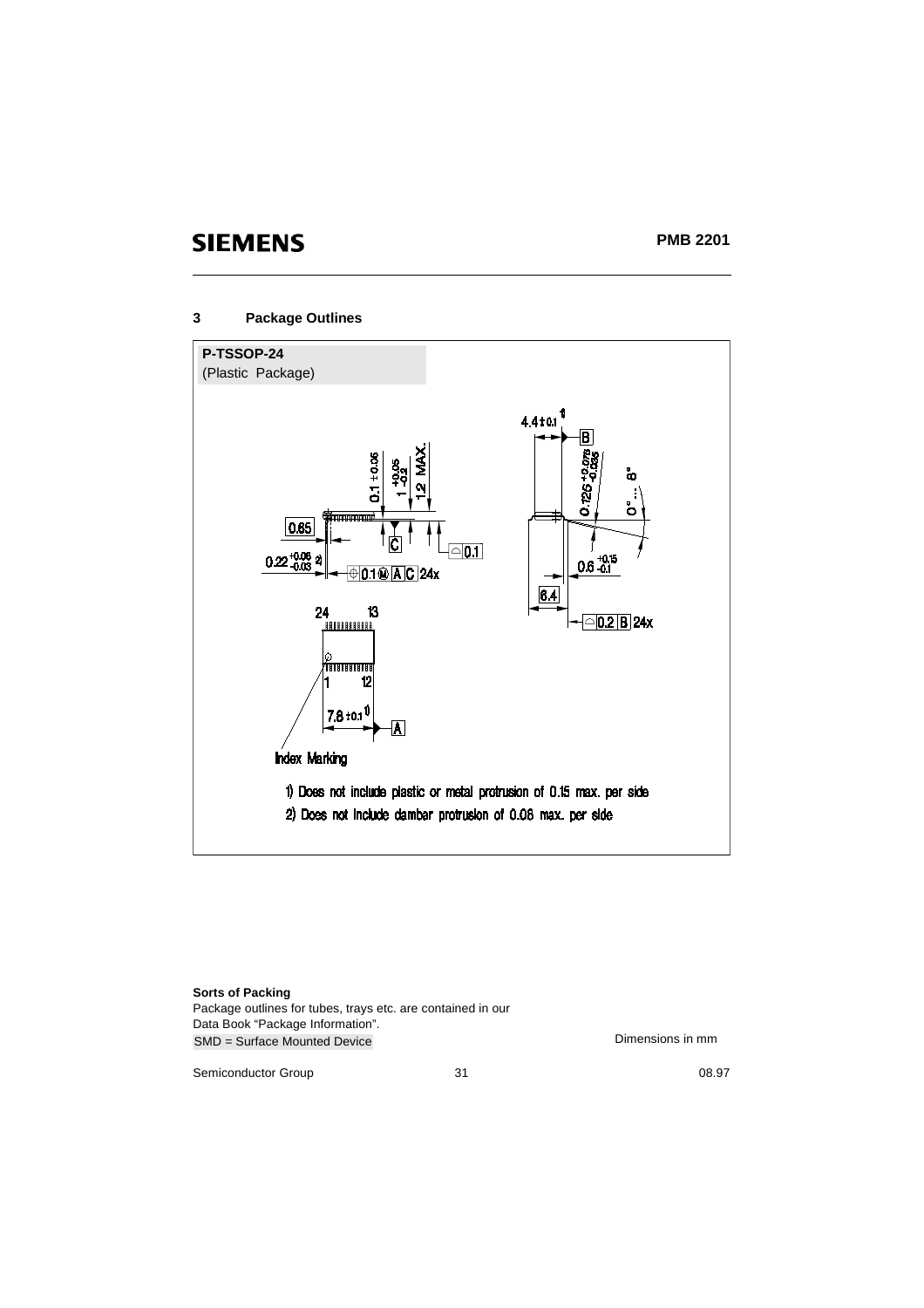## 3 Package Outlines

**P-TSSOP-24**
(Plastic Package)

4.4 ±0.1 1)

B

0.125 +0.075 −0.035

0° ... 8°

0.1 ±0.05

1 +0.05 −0.2

1.2 MAX.

0.65

C

0.1

0.22 +0.08 −0.03 2)

0.1 M A C 24x

0.6 +0.15 −0.1

6.4

0.2 B 24x

24 13

1 12

7.8 ±0.1 1)

A

Index Marking

1) Does not include plastic or metal protrusion of 0.15 max. per side

2) Does not include dambar protrusion of 0.08 max. per side

**Sorts of Packing**
Package outlines for tubes, trays etc. are contained in our Data Book "Package Information".
SMD = Surface Mounted Device

Dimensions in mm